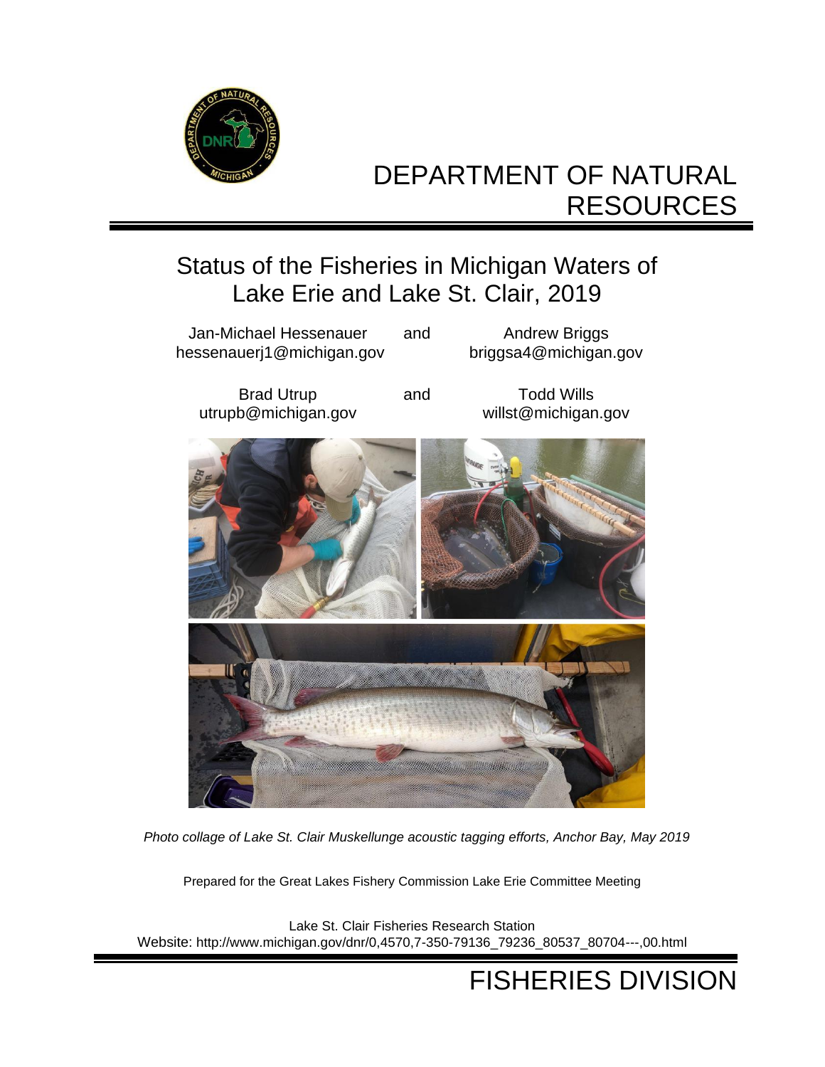# DEPARTMENT OF NATURAL RESOURCES

## Status of the Fisheries in Michigan Waters of Lake Erie and Lake St. Clair, 2019

Jan-Michael Hessenauer
hessenauerj1@michigan.gov

and

Andrew Briggs
briggsa4@michigan.gov

Brad Utrup
utrupb@michigan.gov

and

Todd Wills
willst@michigan.gov

*Photo collage of Lake St. Clair Muskellunge acoustic tagging efforts, Anchor Bay, May 2019*

Prepared for the Great Lakes Fishery Commission Lake Erie Committee Meeting

Lake St. Clair Fisheries Research Station
Website: http://www.michigan.gov/dnr/0,4570,7-350-79136_79236_80537_80704---,00.html

FISHERIES DIVISION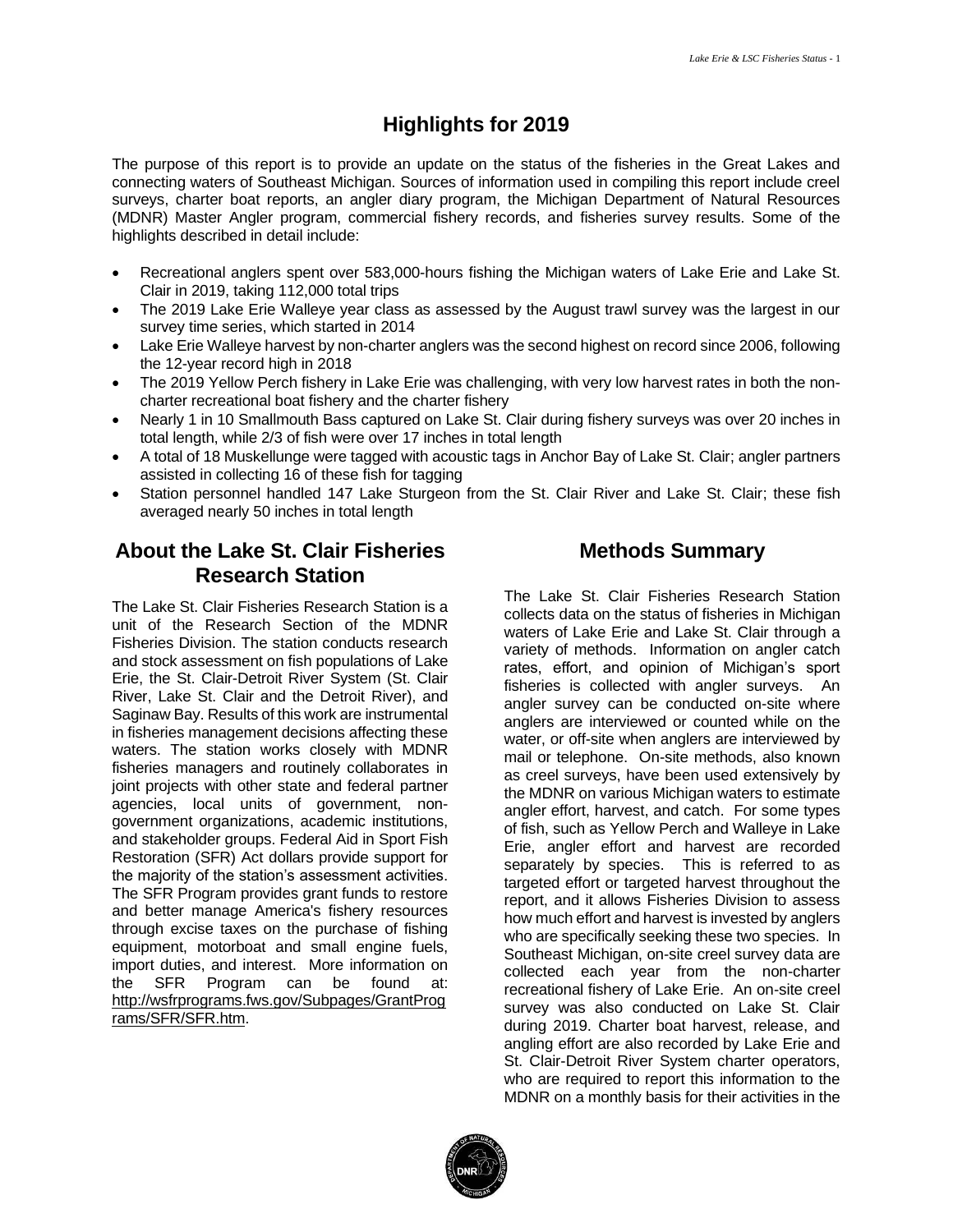# Highlights for 2019

The purpose of this report is to provide an update on the status of the fisheries in the Great Lakes and connecting waters of Southeast Michigan. Sources of information used in compiling this report include creel surveys, charter boat reports, an angler diary program, the Michigan Department of Natural Resources (MDNR) Master Angler program, commercial fishery records, and fisheries survey results. Some of the highlights described in detail include:

- Recreational anglers spent over 583,000-hours fishing the Michigan waters of Lake Erie and Lake St. Clair in 2019, taking 112,000 total trips
- The 2019 Lake Erie Walleye year class as assessed by the August trawl survey was the largest in our survey time series, which started in 2014
- Lake Erie Walleye harvest by non-charter anglers was the second highest on record since 2006, following the 12-year record high in 2018
- The 2019 Yellow Perch fishery in Lake Erie was challenging, with very low harvest rates in both the non-charter recreational boat fishery and the charter fishery
- Nearly 1 in 10 Smallmouth Bass captured on Lake St. Clair during fishery surveys was over 20 inches in total length, while 2/3 of fish were over 17 inches in total length
- A total of 18 Muskellunge were tagged with acoustic tags in Anchor Bay of Lake St. Clair; angler partners assisted in collecting 16 of these fish for tagging
- Station personnel handled 147 Lake Sturgeon from the St. Clair River and Lake St. Clair; these fish averaged nearly 50 inches in total length

## About the Lake St. Clair Fisheries Research Station

The Lake St. Clair Fisheries Research Station is a unit of the Research Section of the MDNR Fisheries Division. The station conducts research and stock assessment on fish populations of Lake Erie, the St. Clair-Detroit River System (St. Clair River, Lake St. Clair and the Detroit River), and Saginaw Bay. Results of this work are instrumental in fisheries management decisions affecting these waters. The station works closely with MDNR fisheries managers and routinely collaborates in joint projects with other state and federal partner agencies, local units of government, non-government organizations, academic institutions, and stakeholder groups. Federal Aid in Sport Fish Restoration (SFR) Act dollars provide support for the majority of the station's assessment activities. The SFR Program provides grant funds to restore and better manage America's fishery resources through excise taxes on the purchase of fishing equipment, motorboat and small engine fuels, import duties, and interest. More information on the SFR Program can be found at: http://wsfrprograms.fws.gov/Subpages/GrantPrograms/SFR/SFR.htm.

## Methods Summary

The Lake St. Clair Fisheries Research Station collects data on the status of fisheries in Michigan waters of Lake Erie and Lake St. Clair through a variety of methods. Information on angler catch rates, effort, and opinion of Michigan's sport fisheries is collected with angler surveys. An angler survey can be conducted on-site where anglers are interviewed or counted while on the water, or off-site when anglers are interviewed by mail or telephone. On-site methods, also known as creel surveys, have been used extensively by the MDNR on various Michigan waters to estimate angler effort, harvest, and catch. For some types of fish, such as Yellow Perch and Walleye in Lake Erie, angler effort and harvest are recorded separately by species. This is referred to as targeted effort or targeted harvest throughout the report, and it allows Fisheries Division to assess how much effort and harvest is invested by anglers who are specifically seeking these two species. In Southeast Michigan, on-site creel survey data are collected each year from the non-charter recreational fishery of Lake Erie. An on-site creel survey was also conducted on Lake St. Clair during 2019. Charter boat harvest, release, and angling effort are also recorded by Lake Erie and St. Clair-Detroit River System charter operators, who are required to report this information to the MDNR on a monthly basis for their activities in the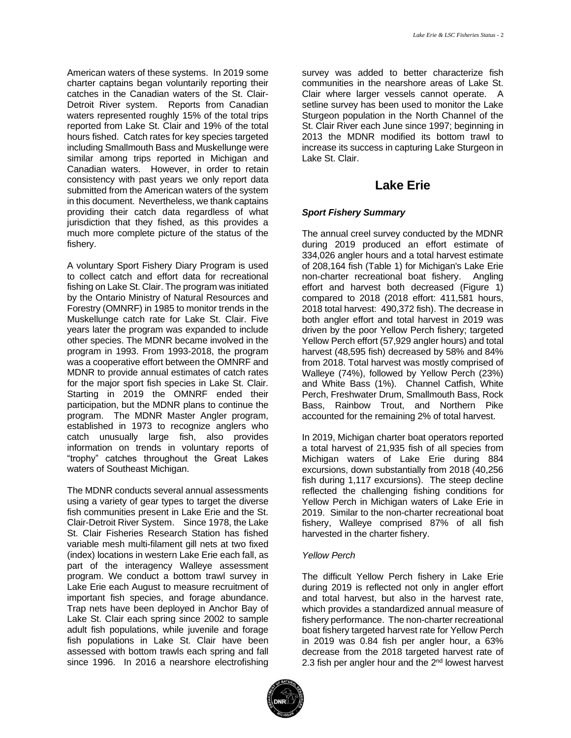American waters of these systems. In 2019 some charter captains began voluntarily reporting their catches in the Canadian waters of the St. Clair-Detroit River system. Reports from Canadian waters represented roughly 15% of the total trips reported from Lake St. Clair and 19% of the total hours fished. Catch rates for key species targeted including Smallmouth Bass and Muskellunge were similar among trips reported in Michigan and Canadian waters. However, in order to retain consistency with past years we only report data submitted from the American waters of the system in this document. Nevertheless, we thank captains providing their catch data regardless of what jurisdiction that they fished, as this provides a much more complete picture of the status of the fishery.

A voluntary Sport Fishery Diary Program is used to collect catch and effort data for recreational fishing on Lake St. Clair. The program was initiated by the Ontario Ministry of Natural Resources and Forestry (OMNRF) in 1985 to monitor trends in the Muskellunge catch rate for Lake St. Clair. Five years later the program was expanded to include other species. The MDNR became involved in the program in 1993. From 1993-2018, the program was a cooperative effort between the OMNRF and MDNR to provide annual estimates of catch rates for the major sport fish species in Lake St. Clair. Starting in 2019 the OMNRF ended their participation, but the MDNR plans to continue the program. The MDNR Master Angler program, established in 1973 to recognize anglers who catch unusually large fish, also provides information on trends in voluntary reports of "trophy" catches throughout the Great Lakes waters of Southeast Michigan.

The MDNR conducts several annual assessments using a variety of gear types to target the diverse fish communities present in Lake Erie and the St. Clair-Detroit River System. Since 1978, the Lake St. Clair Fisheries Research Station has fished variable mesh multi-filament gill nets at two fixed (index) locations in western Lake Erie each fall, as part of the interagency Walleye assessment program. We conduct a bottom trawl survey in Lake Erie each August to measure recruitment of important fish species, and forage abundance. Trap nets have been deployed in Anchor Bay of Lake St. Clair each spring since 2002 to sample adult fish populations, while juvenile and forage fish populations in Lake St. Clair have been assessed with bottom trawls each spring and fall since 1996. In 2016 a nearshore electrofishing survey was added to better characterize fish communities in the nearshore areas of Lake St. Clair where larger vessels cannot operate. A setline survey has been used to monitor the Lake Sturgeon population in the North Channel of the St. Clair River each June since 1997; beginning in 2013 the MDNR modified its bottom trawl to increase its success in capturing Lake Sturgeon in Lake St. Clair.

## Lake Erie

### *Sport Fishery Summary*

The annual creel survey conducted by the MDNR during 2019 produced an effort estimate of 334,026 angler hours and a total harvest estimate of 208,164 fish (Table 1) for Michigan's Lake Erie non-charter recreational boat fishery. Angling effort and harvest both decreased (Figure 1) compared to 2018 (2018 effort: 411,581 hours, 2018 total harvest: 490,372 fish). The decrease in both angler effort and total harvest in 2019 was driven by the poor Yellow Perch fishery; targeted Yellow Perch effort (57,929 angler hours) and total harvest (48,595 fish) decreased by 58% and 84% from 2018. Total harvest was mostly comprised of Walleye (74%), followed by Yellow Perch (23%) and White Bass (1%). Channel Catfish, White Perch, Freshwater Drum, Smallmouth Bass, Rock Bass, Rainbow Trout, and Northern Pike accounted for the remaining 2% of total harvest.

In 2019, Michigan charter boat operators reported a total harvest of 21,935 fish of all species from Michigan waters of Lake Erie during 884 excursions, down substantially from 2018 (40,256 fish during 1,117 excursions). The steep decline reflected the challenging fishing conditions for Yellow Perch in Michigan waters of Lake Erie in 2019. Similar to the non-charter recreational boat fishery, Walleye comprised 87% of all fish harvested in the charter fishery.

#### *Yellow Perch*

The difficult Yellow Perch fishery in Lake Erie during 2019 is reflected not only in angler effort and total harvest, but also in the harvest rate, which provides a standardized annual measure of fishery performance. The non-charter recreational boat fishery targeted harvest rate for Yellow Perch in 2019 was 0.84 fish per angler hour, a 63% decrease from the 2018 targeted harvest rate of 2.3 fish per angler hour and the 2nd lowest harvest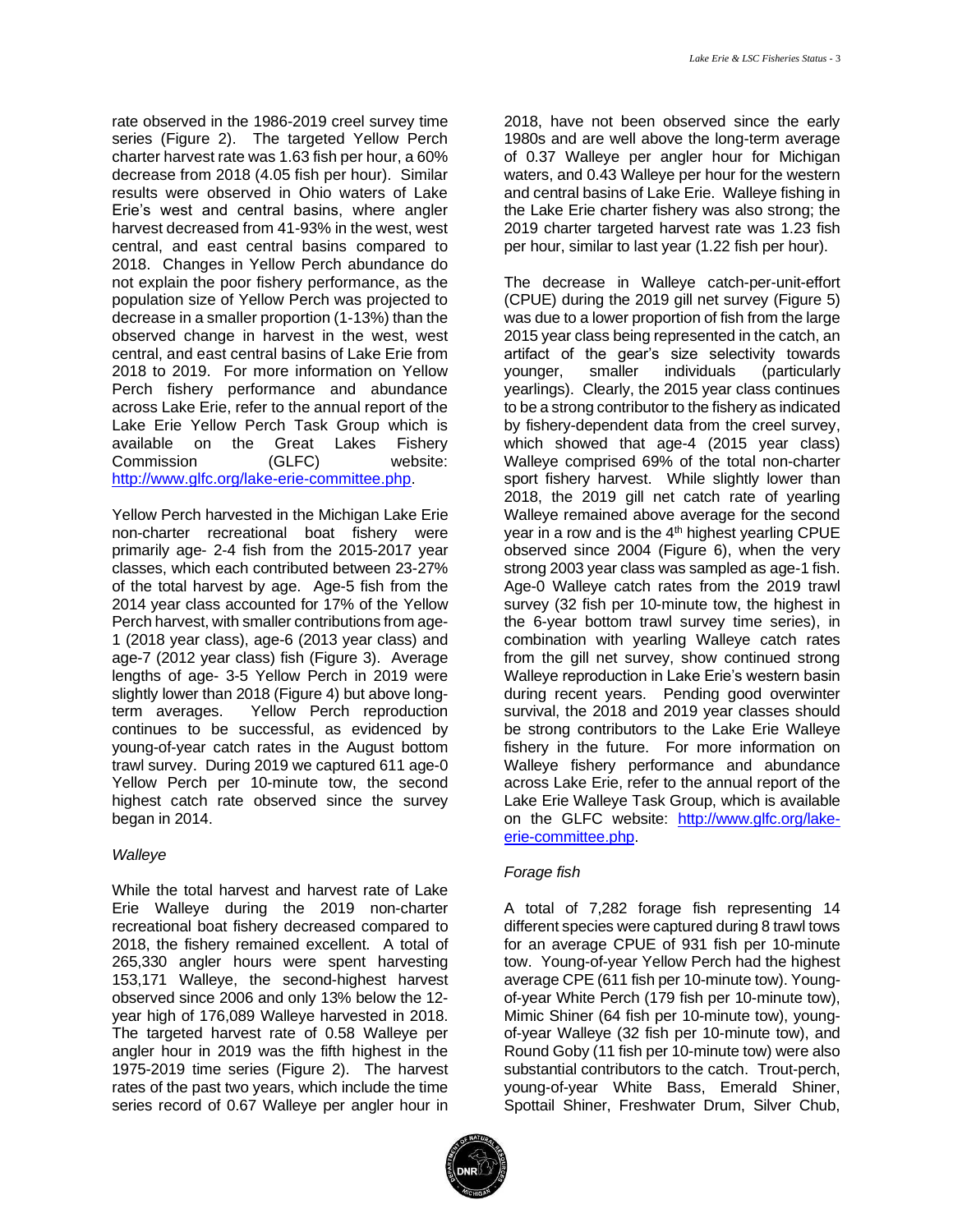rate observed in the 1986-2019 creel survey time series (Figure 2). The targeted Yellow Perch charter harvest rate was 1.63 fish per hour, a 60% decrease from 2018 (4.05 fish per hour). Similar results were observed in Ohio waters of Lake Erie's west and central basins, where angler harvest decreased from 41-93% in the west, west central, and east central basins compared to 2018. Changes in Yellow Perch abundance do not explain the poor fishery performance, as the population size of Yellow Perch was projected to decrease in a smaller proportion (1-13%) than the observed change in harvest in the west, west central, and east central basins of Lake Erie from 2018 to 2019. For more information on Yellow Perch fishery performance and abundance across Lake Erie, refer to the annual report of the Lake Erie Yellow Perch Task Group which is available on the Great Lakes Fishery Commission (GLFC) website: http://www.glfc.org/lake-erie-committee.php.

Yellow Perch harvested in the Michigan Lake Erie non-charter recreational boat fishery were primarily age- 2-4 fish from the 2015-2017 year classes, which each contributed between 23-27% of the total harvest by age. Age-5 fish from the 2014 year class accounted for 17% of the Yellow Perch harvest, with smaller contributions from age-1 (2018 year class), age-6 (2013 year class) and age-7 (2012 year class) fish (Figure 3). Average lengths of age- 3-5 Yellow Perch in 2019 were slightly lower than 2018 (Figure 4) but above long-term averages. Yellow Perch reproduction continues to be successful, as evidenced by young-of-year catch rates in the August bottom trawl survey. During 2019 we captured 611 age-0 Yellow Perch per 10-minute tow, the second highest catch rate observed since the survey began in 2014.

*Walleye*

While the total harvest and harvest rate of Lake Erie Walleye during the 2019 non-charter recreational boat fishery decreased compared to 2018, the fishery remained excellent. A total of 265,330 angler hours were spent harvesting 153,171 Walleye, the second-highest harvest observed since 2006 and only 13% below the 12-year high of 176,089 Walleye harvested in 2018. The targeted harvest rate of 0.58 Walleye per angler hour in 2019 was the fifth highest in the 1975-2019 time series (Figure 2). The harvest rates of the past two years, which include the time series record of 0.67 Walleye per angler hour in 2018, have not been observed since the early 1980s and are well above the long-term average of 0.37 Walleye per angler hour for Michigan waters, and 0.43 Walleye per hour for the western and central basins of Lake Erie. Walleye fishing in the Lake Erie charter fishery was also strong; the 2019 charter targeted harvest rate was 1.23 fish per hour, similar to last year (1.22 fish per hour).

The decrease in Walleye catch-per-unit-effort (CPUE) during the 2019 gill net survey (Figure 5) was due to a lower proportion of fish from the large 2015 year class being represented in the catch, an artifact of the gear's size selectivity towards younger, smaller individuals (particularly yearlings). Clearly, the 2015 year class continues to be a strong contributor to the fishery as indicated by fishery-dependent data from the creel survey, which showed that age-4 (2015 year class) Walleye comprised 69% of the total non-charter sport fishery harvest. While slightly lower than 2018, the 2019 gill net catch rate of yearling Walleye remained above average for the second year in a row and is the 4th highest yearling CPUE observed since 2004 (Figure 6), when the very strong 2003 year class was sampled as age-1 fish. Age-0 Walleye catch rates from the 2019 trawl survey (32 fish per 10-minute tow, the highest in the 6-year bottom trawl survey time series), in combination with yearling Walleye catch rates from the gill net survey, show continued strong Walleye reproduction in Lake Erie's western basin during recent years. Pending good overwinter survival, the 2018 and 2019 year classes should be strong contributors to the Lake Erie Walleye fishery in the future. For more information on Walleye fishery performance and abundance across Lake Erie, refer to the annual report of the Lake Erie Walleye Task Group, which is available on the GLFC website: http://www.glfc.org/lake-erie-committee.php.

*Forage fish*

A total of 7,282 forage fish representing 14 different species were captured during 8 trawl tows for an average CPUE of 931 fish per 10-minute tow. Young-of-year Yellow Perch had the highest average CPE (611 fish per 10-minute tow). Young-of-year White Perch (179 fish per 10-minute tow), Mimic Shiner (64 fish per 10-minute tow), young-of-year Walleye (32 fish per 10-minute tow), and Round Goby (11 fish per 10-minute tow) were also substantial contributors to the catch. Trout-perch, young-of-year White Bass, Emerald Shiner, Spottail Shiner, Freshwater Drum, Silver Chub,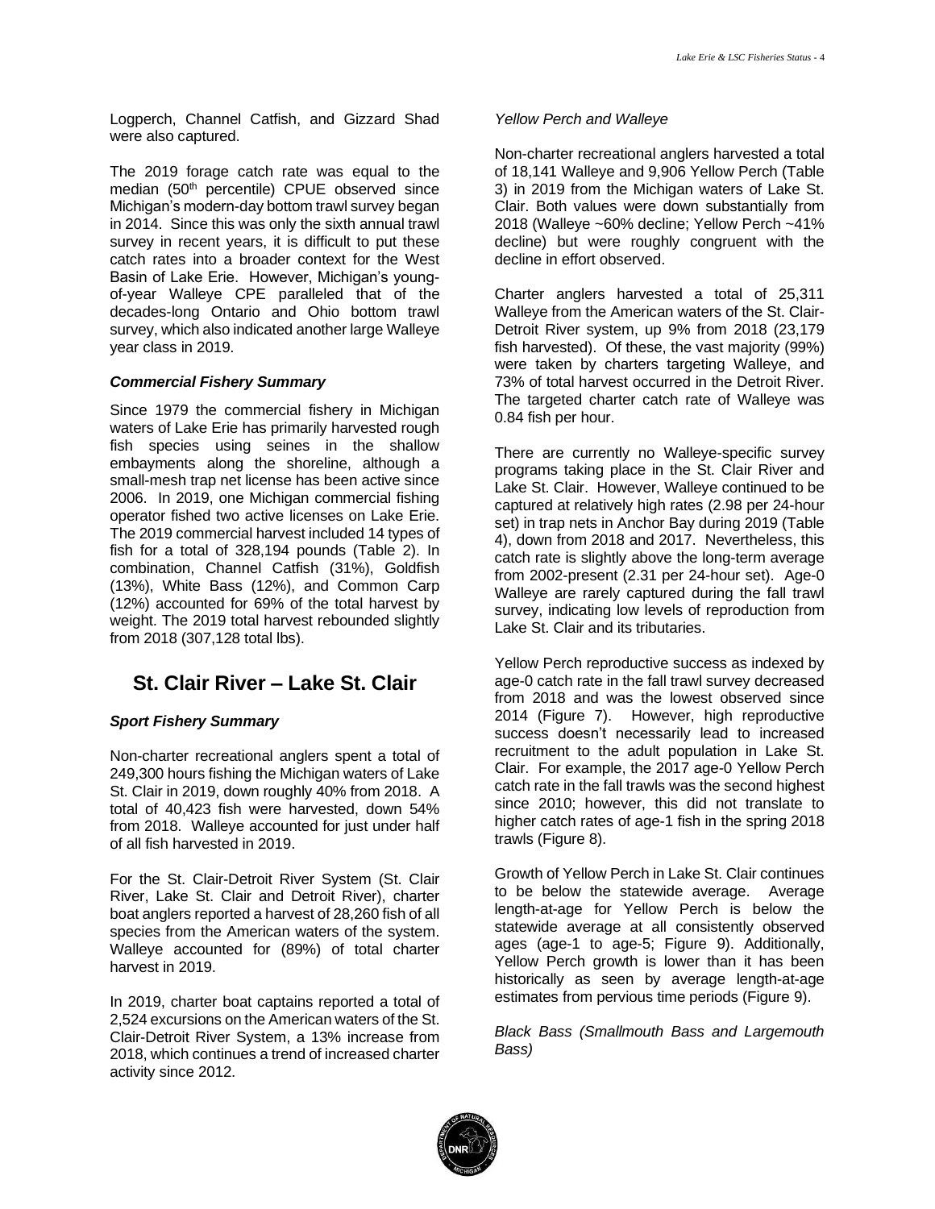Logperch, Channel Catfish, and Gizzard Shad were also captured.

The 2019 forage catch rate was equal to the median (50th percentile) CPUE observed since Michigan's modern-day bottom trawl survey began in 2014. Since this was only the sixth annual trawl survey in recent years, it is difficult to put these catch rates into a broader context for the West Basin of Lake Erie. However, Michigan's young-of-year Walleye CPE paralleled that of the decades-long Ontario and Ohio bottom trawl survey, which also indicated another large Walleye year class in 2019.

### *Commercial Fishery Summary*

Since 1979 the commercial fishery in Michigan waters of Lake Erie has primarily harvested rough fish species using seines in the shallow embayments along the shoreline, although a small-mesh trap net license has been active since 2006. In 2019, one Michigan commercial fishing operator fished two active licenses on Lake Erie. The 2019 commercial harvest included 14 types of fish for a total of 328,194 pounds (Table 2). In combination, Channel Catfish (31%), Goldfish (13%), White Bass (12%), and Common Carp (12%) accounted for 69% of the total harvest by weight. The 2019 total harvest rebounded slightly from 2018 (307,128 total lbs).

## St. Clair River – Lake St. Clair

### *Sport Fishery Summary*

Non-charter recreational anglers spent a total of 249,300 hours fishing the Michigan waters of Lake St. Clair in 2019, down roughly 40% from 2018. A total of 40,423 fish were harvested, down 54% from 2018. Walleye accounted for just under half of all fish harvested in 2019.

For the St. Clair-Detroit River System (St. Clair River, Lake St. Clair and Detroit River), charter boat anglers reported a harvest of 28,260 fish of all species from the American waters of the system. Walleye accounted for (89%) of total charter harvest in 2019.

In 2019, charter boat captains reported a total of 2,524 excursions on the American waters of the St. Clair-Detroit River System, a 13% increase from 2018, which continues a trend of increased charter activity since 2012.

*Yellow Perch and Walleye*

Non-charter recreational anglers harvested a total of 18,141 Walleye and 9,906 Yellow Perch (Table 3) in 2019 from the Michigan waters of Lake St. Clair. Both values were down substantially from 2018 (Walleye ~60% decline; Yellow Perch ~41% decline) but were roughly congruent with the decline in effort observed.

Charter anglers harvested a total of 25,311 Walleye from the American waters of the St. Clair-Detroit River system, up 9% from 2018 (23,179 fish harvested). Of these, the vast majority (99%) were taken by charters targeting Walleye, and 73% of total harvest occurred in the Detroit River. The targeted charter catch rate of Walleye was 0.84 fish per hour.

There are currently no Walleye-specific survey programs taking place in the St. Clair River and Lake St. Clair. However, Walleye continued to be captured at relatively high rates (2.98 per 24-hour set) in trap nets in Anchor Bay during 2019 (Table 4), down from 2018 and 2017. Nevertheless, this catch rate is slightly above the long-term average from 2002-present (2.31 per 24-hour set). Age-0 Walleye are rarely captured during the fall trawl survey, indicating low levels of reproduction from Lake St. Clair and its tributaries.

Yellow Perch reproductive success as indexed by age-0 catch rate in the fall trawl survey decreased from 2018 and was the lowest observed since 2014 (Figure 7). However, high reproductive success doesn't necessarily lead to increased recruitment to the adult population in Lake St. Clair. For example, the 2017 age-0 Yellow Perch catch rate in the fall trawls was the second highest since 2010; however, this did not translate to higher catch rates of age-1 fish in the spring 2018 trawls (Figure 8).

Growth of Yellow Perch in Lake St. Clair continues to be below the statewide average. Average length-at-age for Yellow Perch is below the statewide average at all consistently observed ages (age-1 to age-5; Figure 9). Additionally, Yellow Perch growth is lower than it has been historically as seen by average length-at-age estimates from pervious time periods (Figure 9).

*Black Bass (Smallmouth Bass and Largemouth Bass)*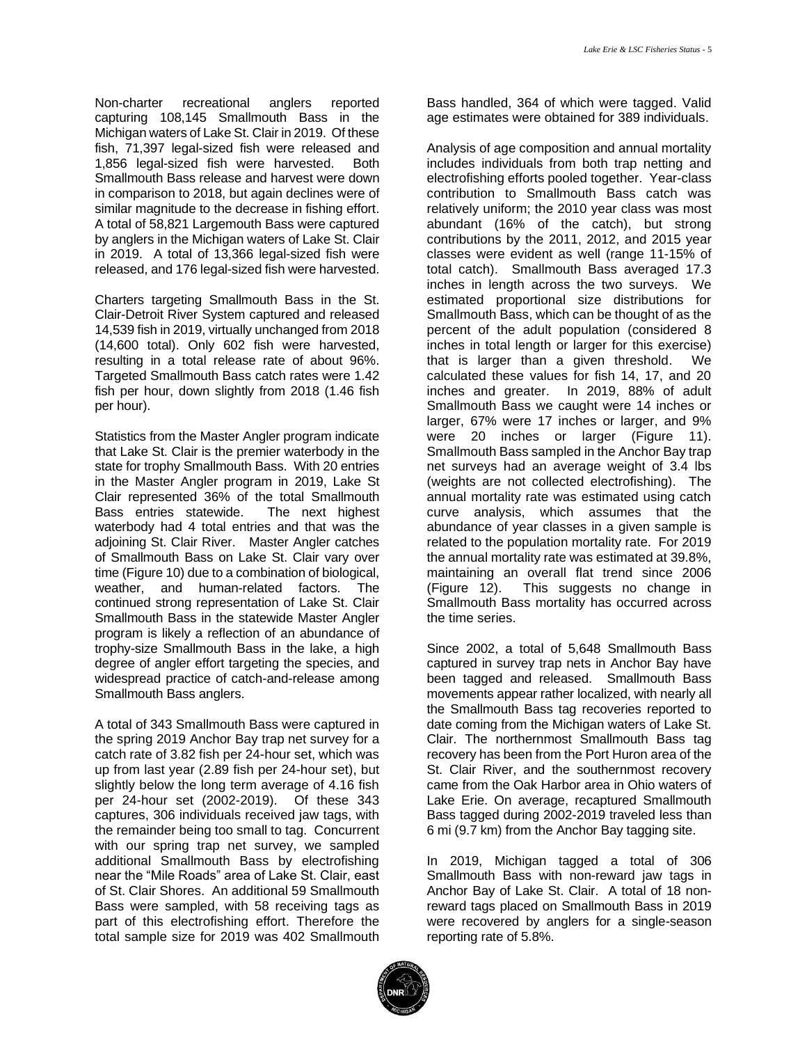Non-charter recreational anglers reported capturing 108,145 Smallmouth Bass in the Michigan waters of Lake St. Clair in 2019. Of these fish, 71,397 legal-sized fish were released and 1,856 legal-sized fish were harvested. Both Smallmouth Bass release and harvest were down in comparison to 2018, but again declines were of similar magnitude to the decrease in fishing effort. A total of 58,821 Largemouth Bass were captured by anglers in the Michigan waters of Lake St. Clair in 2019. A total of 13,366 legal-sized fish were released, and 176 legal-sized fish were harvested.

Charters targeting Smallmouth Bass in the St. Clair-Detroit River System captured and released 14,539 fish in 2019, virtually unchanged from 2018 (14,600 total). Only 602 fish were harvested, resulting in a total release rate of about 96%. Targeted Smallmouth Bass catch rates were 1.42 fish per hour, down slightly from 2018 (1.46 fish per hour).

Statistics from the Master Angler program indicate that Lake St. Clair is the premier waterbody in the state for trophy Smallmouth Bass. With 20 entries in the Master Angler program in 2019, Lake St Clair represented 36% of the total Smallmouth Bass entries statewide. The next highest waterbody had 4 total entries and that was the adjoining St. Clair River. Master Angler catches of Smallmouth Bass on Lake St. Clair vary over time (Figure 10) due to a combination of biological, weather, and human-related factors. The continued strong representation of Lake St. Clair Smallmouth Bass in the statewide Master Angler program is likely a reflection of an abundance of trophy-size Smallmouth Bass in the lake, a high degree of angler effort targeting the species, and widespread practice of catch-and-release among Smallmouth Bass anglers.

A total of 343 Smallmouth Bass were captured in the spring 2019 Anchor Bay trap net survey for a catch rate of 3.82 fish per 24-hour set, which was up from last year (2.89 fish per 24-hour set), but slightly below the long term average of 4.16 fish per 24-hour set (2002-2019). Of these 343 captures, 306 individuals received jaw tags, with the remainder being too small to tag. Concurrent with our spring trap net survey, we sampled additional Smallmouth Bass by electrofishing near the "Mile Roads" area of Lake St. Clair, east of St. Clair Shores. An additional 59 Smallmouth Bass were sampled, with 58 receiving tags as part of this electrofishing effort. Therefore the total sample size for 2019 was 402 Smallmouth Bass handled, 364 of which were tagged. Valid age estimates were obtained for 389 individuals.

Analysis of age composition and annual mortality includes individuals from both trap netting and electrofishing efforts pooled together. Year-class contribution to Smallmouth Bass catch was relatively uniform; the 2010 year class was most abundant (16% of the catch), but strong contributions by the 2011, 2012, and 2015 year classes were evident as well (range 11-15% of total catch). Smallmouth Bass averaged 17.3 inches in length across the two surveys. We estimated proportional size distributions for Smallmouth Bass, which can be thought of as the percent of the adult population (considered 8 inches in total length or larger for this exercise) that is larger than a given threshold. We calculated these values for fish 14, 17, and 20 inches and greater. In 2019, 88% of adult Smallmouth Bass we caught were 14 inches or larger, 67% were 17 inches or larger, and 9% were 20 inches or larger (Figure 11). Smallmouth Bass sampled in the Anchor Bay trap net surveys had an average weight of 3.4 lbs (weights are not collected electrofishing). The annual mortality rate was estimated using catch curve analysis, which assumes that the abundance of year classes in a given sample is related to the population mortality rate. For 2019 the annual mortality rate was estimated at 39.8%, maintaining an overall flat trend since 2006 (Figure 12). This suggests no change in Smallmouth Bass mortality has occurred across the time series.

Since 2002, a total of 5,648 Smallmouth Bass captured in survey trap nets in Anchor Bay have been tagged and released. Smallmouth Bass movements appear rather localized, with nearly all the Smallmouth Bass tag recoveries reported to date coming from the Michigan waters of Lake St. Clair. The northernmost Smallmouth Bass tag recovery has been from the Port Huron area of the St. Clair River, and the southernmost recovery came from the Oak Harbor area in Ohio waters of Lake Erie. On average, recaptured Smallmouth Bass tagged during 2002-2019 traveled less than 6 mi (9.7 km) from the Anchor Bay tagging site.

In 2019, Michigan tagged a total of 306 Smallmouth Bass with non-reward jaw tags in Anchor Bay of Lake St. Clair. A total of 18 non-reward tags placed on Smallmouth Bass in 2019 were recovered by anglers for a single-season reporting rate of 5.8%.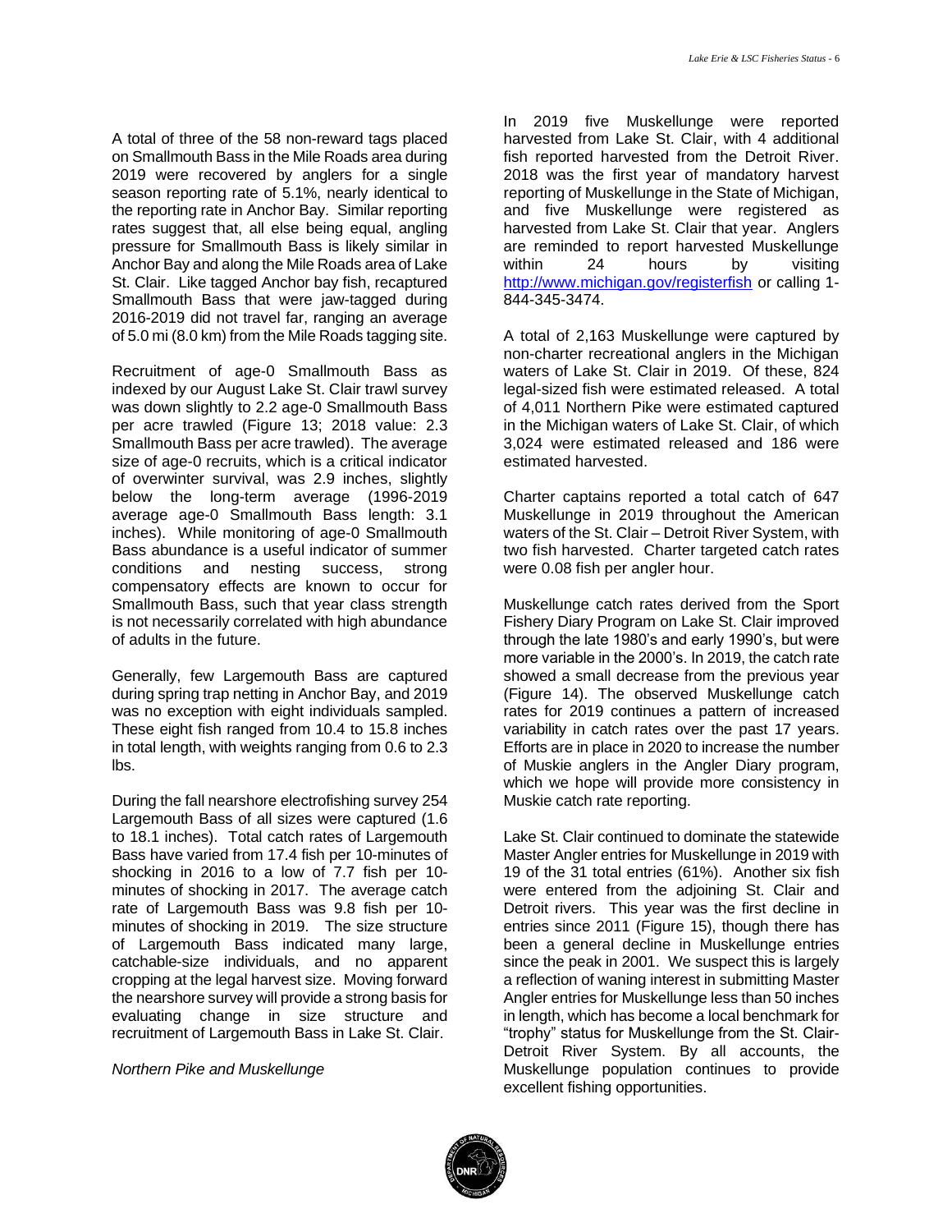A total of three of the 58 non-reward tags placed on Smallmouth Bass in the Mile Roads area during 2019 were recovered by anglers for a single season reporting rate of 5.1%, nearly identical to the reporting rate in Anchor Bay. Similar reporting rates suggest that, all else being equal, angling pressure for Smallmouth Bass is likely similar in Anchor Bay and along the Mile Roads area of Lake St. Clair. Like tagged Anchor bay fish, recaptured Smallmouth Bass that were jaw-tagged during 2016-2019 did not travel far, ranging an average of 5.0 mi (8.0 km) from the Mile Roads tagging site.

Recruitment of age-0 Smallmouth Bass as indexed by our August Lake St. Clair trawl survey was down slightly to 2.2 age-0 Smallmouth Bass per acre trawled (Figure 13; 2018 value: 2.3 Smallmouth Bass per acre trawled). The average size of age-0 recruits, which is a critical indicator of overwinter survival, was 2.9 inches, slightly below the long-term average (1996-2019 average age-0 Smallmouth Bass length: 3.1 inches). While monitoring of age-0 Smallmouth Bass abundance is a useful indicator of summer conditions and nesting success, strong compensatory effects are known to occur for Smallmouth Bass, such that year class strength is not necessarily correlated with high abundance of adults in the future.

Generally, few Largemouth Bass are captured during spring trap netting in Anchor Bay, and 2019 was no exception with eight individuals sampled. These eight fish ranged from 10.4 to 15.8 inches in total length, with weights ranging from 0.6 to 2.3 lbs.

During the fall nearshore electrofishing survey 254 Largemouth Bass of all sizes were captured (1.6 to 18.1 inches). Total catch rates of Largemouth Bass have varied from 17.4 fish per 10-minutes of shocking in 2016 to a low of 7.7 fish per 10-minutes of shocking in 2017. The average catch rate of Largemouth Bass was 9.8 fish per 10-minutes of shocking in 2019. The size structure of Largemouth Bass indicated many large, catchable-size individuals, and no apparent cropping at the legal harvest size. Moving forward the nearshore survey will provide a strong basis for evaluating change in size structure and recruitment of Largemouth Bass in Lake St. Clair.

*Northern Pike and Muskellunge*

In 2019 five Muskellunge were reported harvested from Lake St. Clair, with 4 additional fish reported harvested from the Detroit River. 2018 was the first year of mandatory harvest reporting of Muskellunge in the State of Michigan, and five Muskellunge were registered as harvested from Lake St. Clair that year. Anglers are reminded to report harvested Muskellunge within 24 hours by visiting http://www.michigan.gov/registerfish or calling 1-844-345-3474.

A total of 2,163 Muskellunge were captured by non-charter recreational anglers in the Michigan waters of Lake St. Clair in 2019. Of these, 824 legal-sized fish were estimated released. A total of 4,011 Northern Pike were estimated captured in the Michigan waters of Lake St. Clair, of which 3,024 were estimated released and 186 were estimated harvested.

Charter captains reported a total catch of 647 Muskellunge in 2019 throughout the American waters of the St. Clair – Detroit River System, with two fish harvested. Charter targeted catch rates were 0.08 fish per angler hour.

Muskellunge catch rates derived from the Sport Fishery Diary Program on Lake St. Clair improved through the late 1980's and early 1990's, but were more variable in the 2000's. In 2019, the catch rate showed a small decrease from the previous year (Figure 14). The observed Muskellunge catch rates for 2019 continues a pattern of increased variability in catch rates over the past 17 years. Efforts are in place in 2020 to increase the number of Muskie anglers in the Angler Diary program, which we hope will provide more consistency in Muskie catch rate reporting.

Lake St. Clair continued to dominate the statewide Master Angler entries for Muskellunge in 2019 with 19 of the 31 total entries (61%). Another six fish were entered from the adjoining St. Clair and Detroit rivers. This year was the first decline in entries since 2011 (Figure 15), though there has been a general decline in Muskellunge entries since the peak in 2001. We suspect this is largely a reflection of waning interest in submitting Master Angler entries for Muskellunge less than 50 inches in length, which has become a local benchmark for "trophy" status for Muskellunge from the St. Clair-Detroit River System. By all accounts, the Muskellunge population continues to provide excellent fishing opportunities.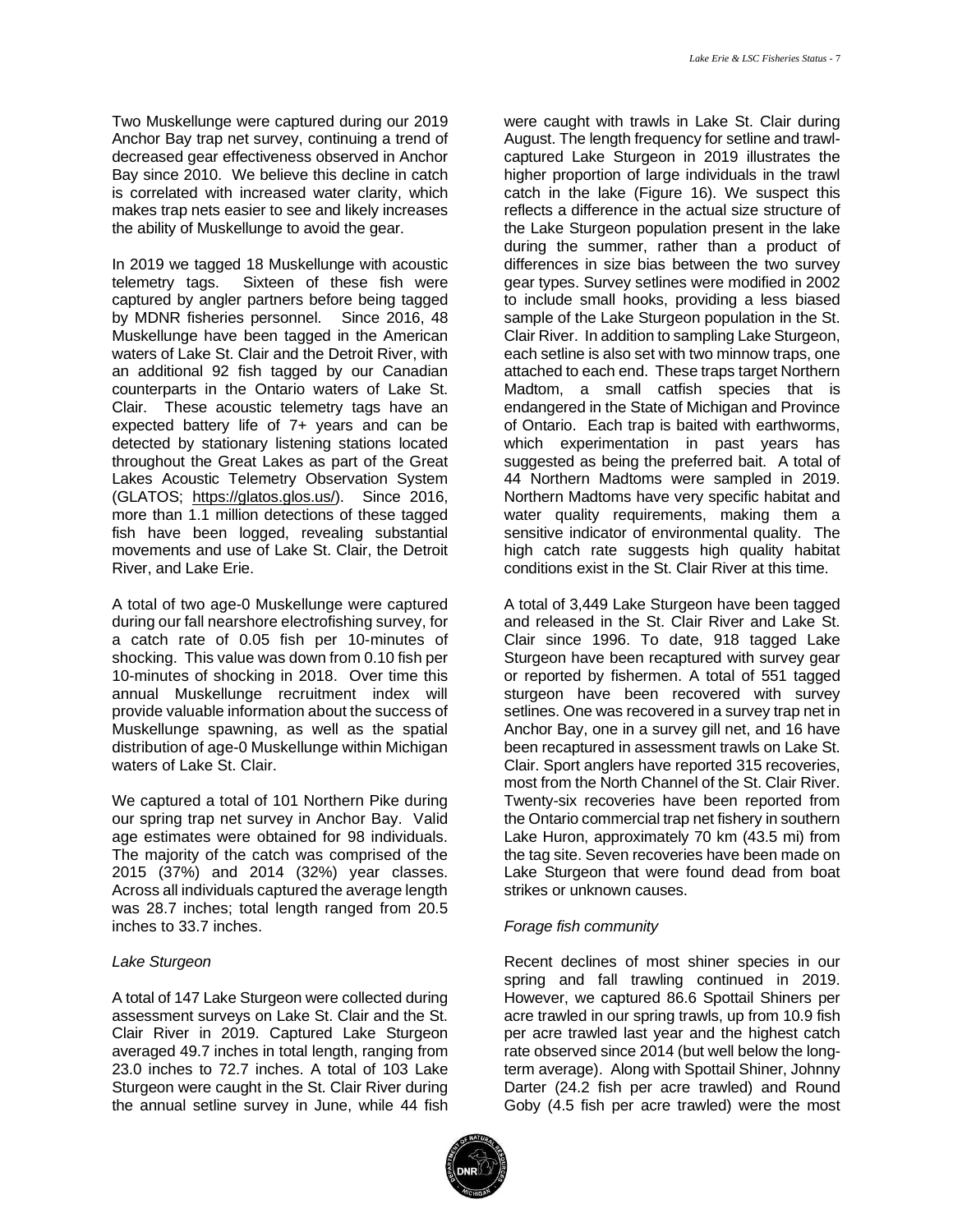Two Muskellunge were captured during our 2019 Anchor Bay trap net survey, continuing a trend of decreased gear effectiveness observed in Anchor Bay since 2010. We believe this decline in catch is correlated with increased water clarity, which makes trap nets easier to see and likely increases the ability of Muskellunge to avoid the gear.

In 2019 we tagged 18 Muskellunge with acoustic telemetry tags. Sixteen of these fish were captured by angler partners before being tagged by MDNR fisheries personnel. Since 2016, 48 Muskellunge have been tagged in the American waters of Lake St. Clair and the Detroit River, with an additional 92 fish tagged by our Canadian counterparts in the Ontario waters of Lake St. Clair. These acoustic telemetry tags have an expected battery life of 7+ years and can be detected by stationary listening stations located throughout the Great Lakes as part of the Great Lakes Acoustic Telemetry Observation System (GLATOS; https://glatos.glos.us/). Since 2016, more than 1.1 million detections of these tagged fish have been logged, revealing substantial movements and use of Lake St. Clair, the Detroit River, and Lake Erie.

A total of two age-0 Muskellunge were captured during our fall nearshore electrofishing survey, for a catch rate of 0.05 fish per 10-minutes of shocking. This value was down from 0.10 fish per 10-minutes of shocking in 2018. Over time this annual Muskellunge recruitment index will provide valuable information about the success of Muskellunge spawning, as well as the spatial distribution of age-0 Muskellunge within Michigan waters of Lake St. Clair.

We captured a total of 101 Northern Pike during our spring trap net survey in Anchor Bay. Valid age estimates were obtained for 98 individuals. The majority of the catch was comprised of the 2015 (37%) and 2014 (32%) year classes. Across all individuals captured the average length was 28.7 inches; total length ranged from 20.5 inches to 33.7 inches.

*Lake Sturgeon*

A total of 147 Lake Sturgeon were collected during assessment surveys on Lake St. Clair and the St. Clair River in 2019. Captured Lake Sturgeon averaged 49.7 inches in total length, ranging from 23.0 inches to 72.7 inches. A total of 103 Lake Sturgeon were caught in the St. Clair River during the annual setline survey in June, while 44 fish were caught with trawls in Lake St. Clair during August. The length frequency for setline and trawl-captured Lake Sturgeon in 2019 illustrates the higher proportion of large individuals in the trawl catch in the lake (Figure 16). We suspect this reflects a difference in the actual size structure of the Lake Sturgeon population present in the lake during the summer, rather than a product of differences in size bias between the two survey gear types. Survey setlines were modified in 2002 to include small hooks, providing a less biased sample of the Lake Sturgeon population in the St. Clair River. In addition to sampling Lake Sturgeon, each setline is also set with two minnow traps, one attached to each end. These traps target Northern Madtom, a small catfish species that is endangered in the State of Michigan and Province of Ontario. Each trap is baited with earthworms, which experimentation in past years has suggested as being the preferred bait. A total of 44 Northern Madtoms were sampled in 2019. Northern Madtoms have very specific habitat and water quality requirements, making them a sensitive indicator of environmental quality. The high catch rate suggests high quality habitat conditions exist in the St. Clair River at this time.

A total of 3,449 Lake Sturgeon have been tagged and released in the St. Clair River and Lake St. Clair since 1996. To date, 918 tagged Lake Sturgeon have been recaptured with survey gear or reported by fishermen. A total of 551 tagged sturgeon have been recovered with survey setlines. One was recovered in a survey trap net in Anchor Bay, one in a survey gill net, and 16 have been recaptured in assessment trawls on Lake St. Clair. Sport anglers have reported 315 recoveries, most from the North Channel of the St. Clair River. Twenty-six recoveries have been reported from the Ontario commercial trap net fishery in southern Lake Huron, approximately 70 km (43.5 mi) from the tag site. Seven recoveries have been made on Lake Sturgeon that were found dead from boat strikes or unknown causes.

*Forage fish community*

Recent declines of most shiner species in our spring and fall trawling continued in 2019. However, we captured 86.6 Spottail Shiners per acre trawled in our spring trawls, up from 10.9 fish per acre trawled last year and the highest catch rate observed since 2014 (but well below the long-term average). Along with Spottail Shiner, Johnny Darter (24.2 fish per acre trawled) and Round Goby (4.5 fish per acre trawled) were the most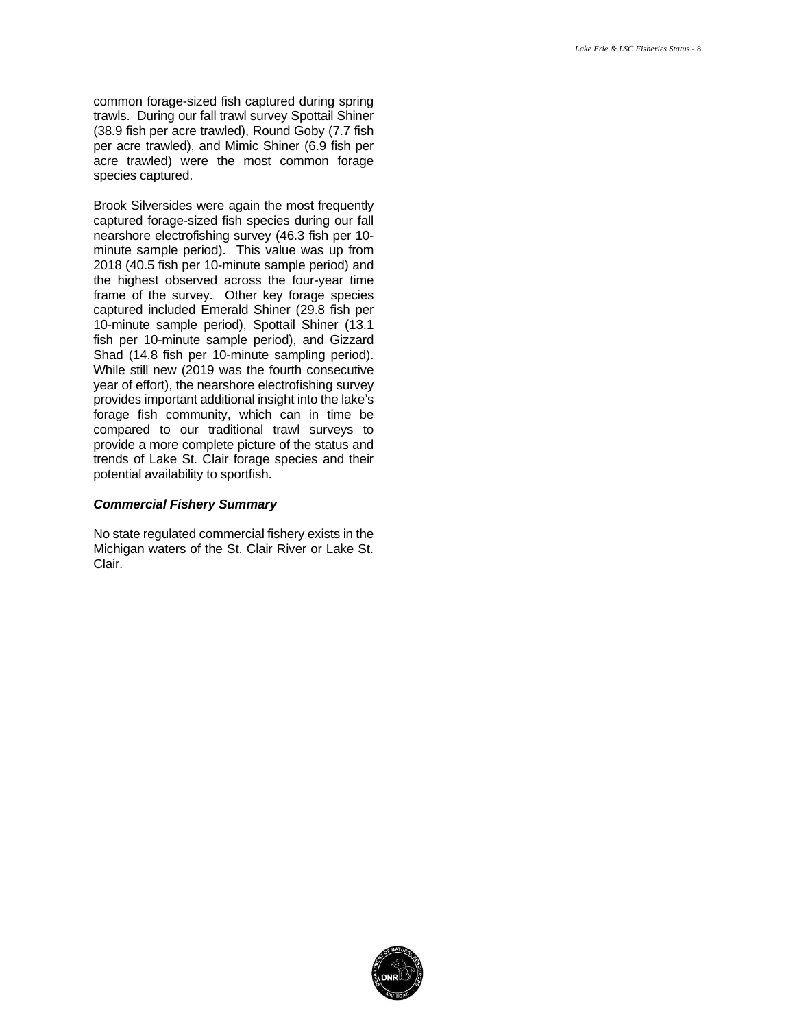common forage-sized fish captured during spring trawls. During our fall trawl survey Spottail Shiner (38.9 fish per acre trawled), Round Goby (7.7 fish per acre trawled), and Mimic Shiner (6.9 fish per acre trawled) were the most common forage species captured.

Brook Silversides were again the most frequently captured forage-sized fish species during our fall nearshore electrofishing survey (46.3 fish per 10-minute sample period). This value was up from 2018 (40.5 fish per 10-minute sample period) and the highest observed across the four-year time frame of the survey. Other key forage species captured included Emerald Shiner (29.8 fish per 10-minute sample period), Spottail Shiner (13.1 fish per 10-minute sample period), and Gizzard Shad (14.8 fish per 10-minute sampling period). While still new (2019 was the fourth consecutive year of effort), the nearshore electrofishing survey provides important additional insight into the lake's forage fish community, which can in time be compared to our traditional trawl surveys to provide a more complete picture of the status and trends of Lake St. Clair forage species and their potential availability to sportfish.

### ***Commercial Fishery Summary***

No state regulated commercial fishery exists in the Michigan waters of the St. Clair River or Lake St. Clair.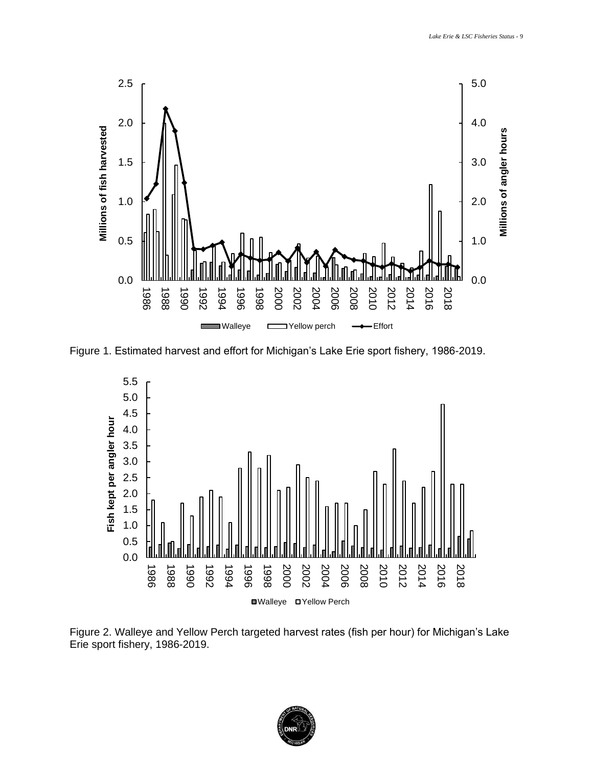Figure 1. Estimated harvest and effort for Michigan's Lake Erie sport fishery, 1986-2019.

Figure 2. Walleye and Yellow Perch targeted harvest rates (fish per hour) for Michigan's Lake Erie sport fishery, 1986-2019.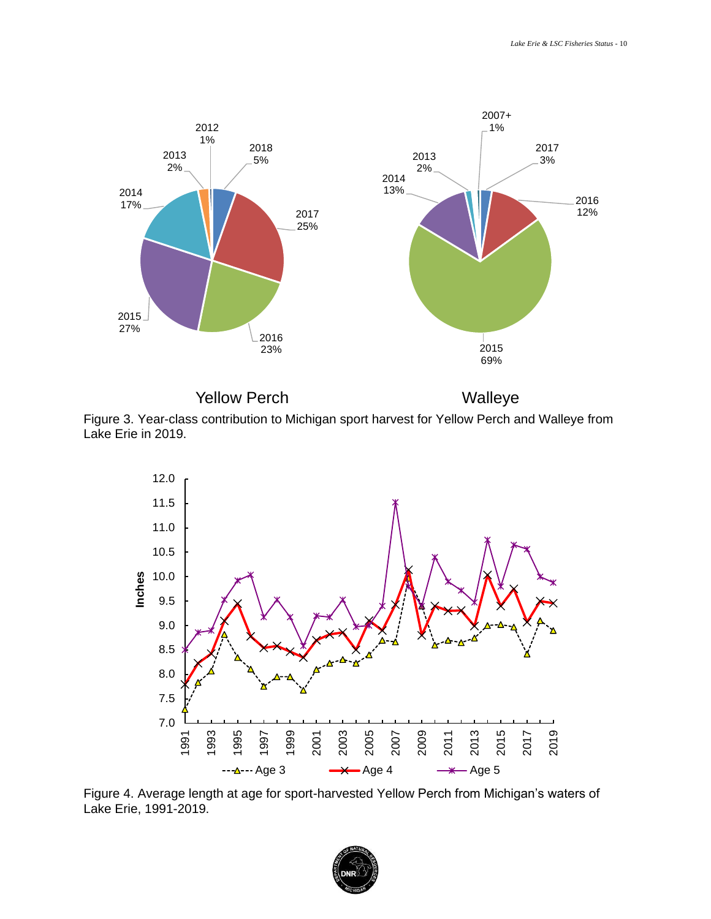Figure 3. Year-class contribution to Michigan sport harvest for Yellow Perch and Walleye from Lake Erie in 2019.

Figure 4. Average length at age for sport-harvested Yellow Perch from Michigan's waters of Lake Erie, 1991-2019.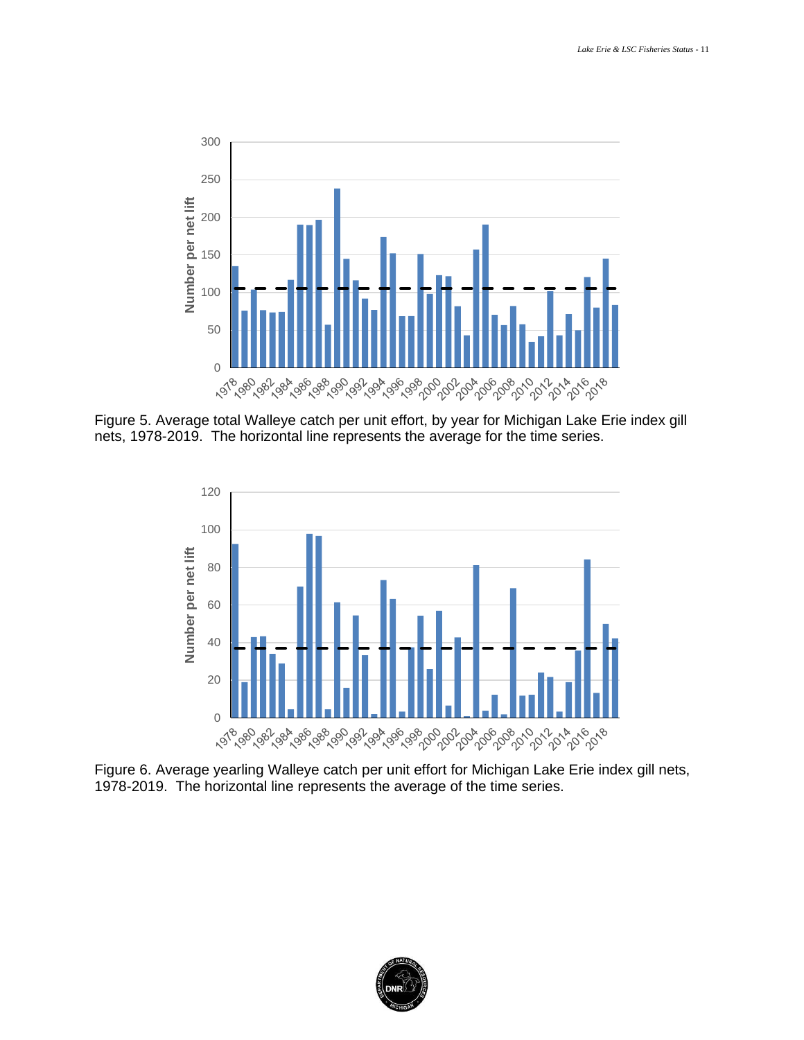Figure 5. Average total Walleye catch per unit effort, by year for Michigan Lake Erie index gill nets, 1978-2019. The horizontal line represents the average for the time series.

Figure 6. Average yearling Walleye catch per unit effort for Michigan Lake Erie index gill nets, 1978-2019. The horizontal line represents the average of the time series.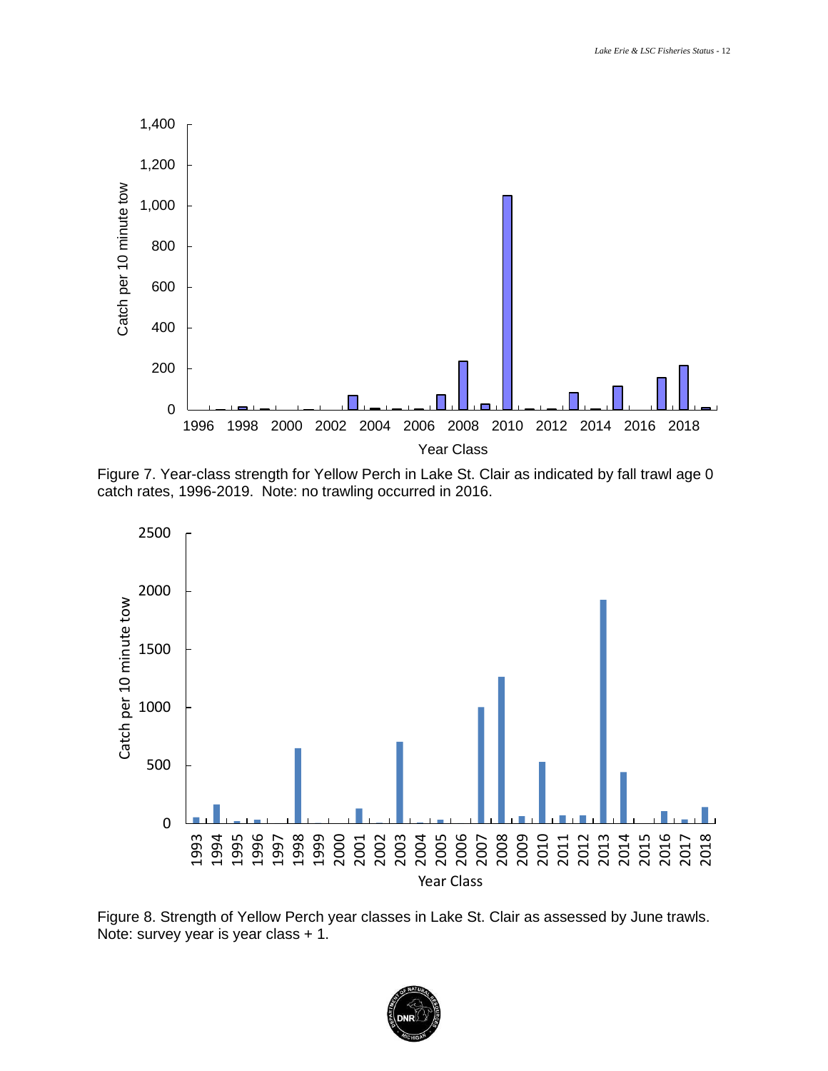Figure 7. Year-class strength for Yellow Perch in Lake St. Clair as indicated by fall trawl age 0 catch rates, 1996-2019. Note: no trawling occurred in 2016.

Figure 8. Strength of Yellow Perch year classes in Lake St. Clair as assessed by June trawls. Note: survey year is year class + 1.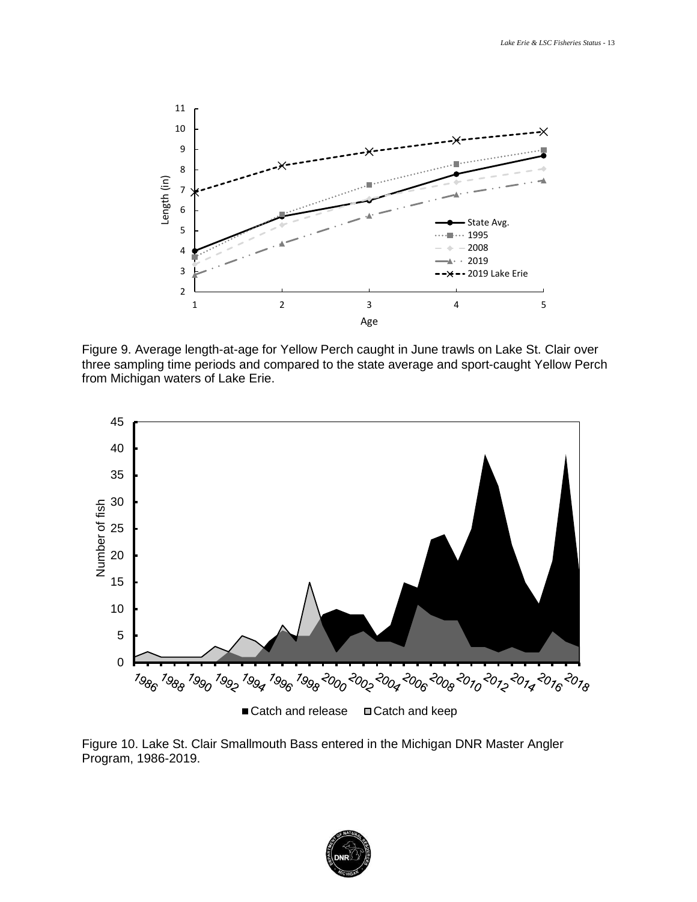Figure 9. Average length-at-age for Yellow Perch caught in June trawls on Lake St. Clair over three sampling time periods and compared to the state average and sport-caught Yellow Perch from Michigan waters of Lake Erie.

Figure 10. Lake St. Clair Smallmouth Bass entered in the Michigan DNR Master Angler Program, 1986-2019.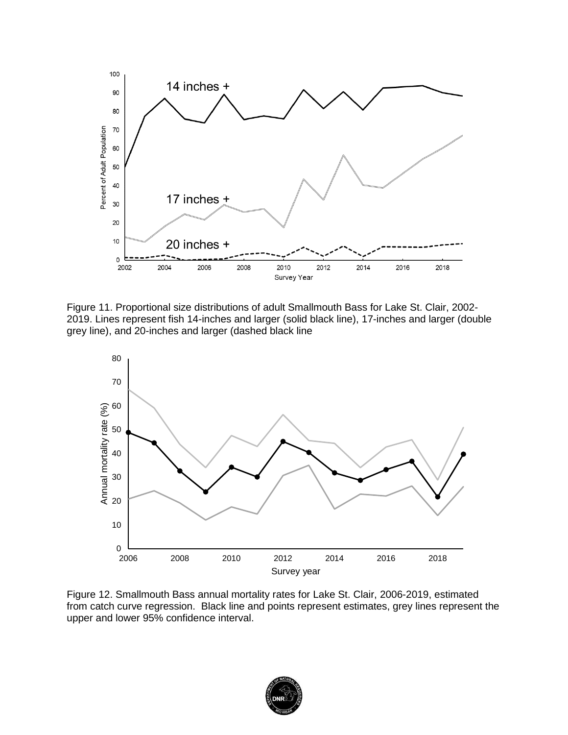Figure 11. Proportional size distributions of adult Smallmouth Bass for Lake St. Clair, 2002-2019. Lines represent fish 14-inches and larger (solid black line), 17-inches and larger (double grey line), and 20-inches and larger (dashed black line

Figure 12. Smallmouth Bass annual mortality rates for Lake St. Clair, 2006-2019, estimated from catch curve regression. Black line and points represent estimates, grey lines represent the upper and lower 95% confidence interval.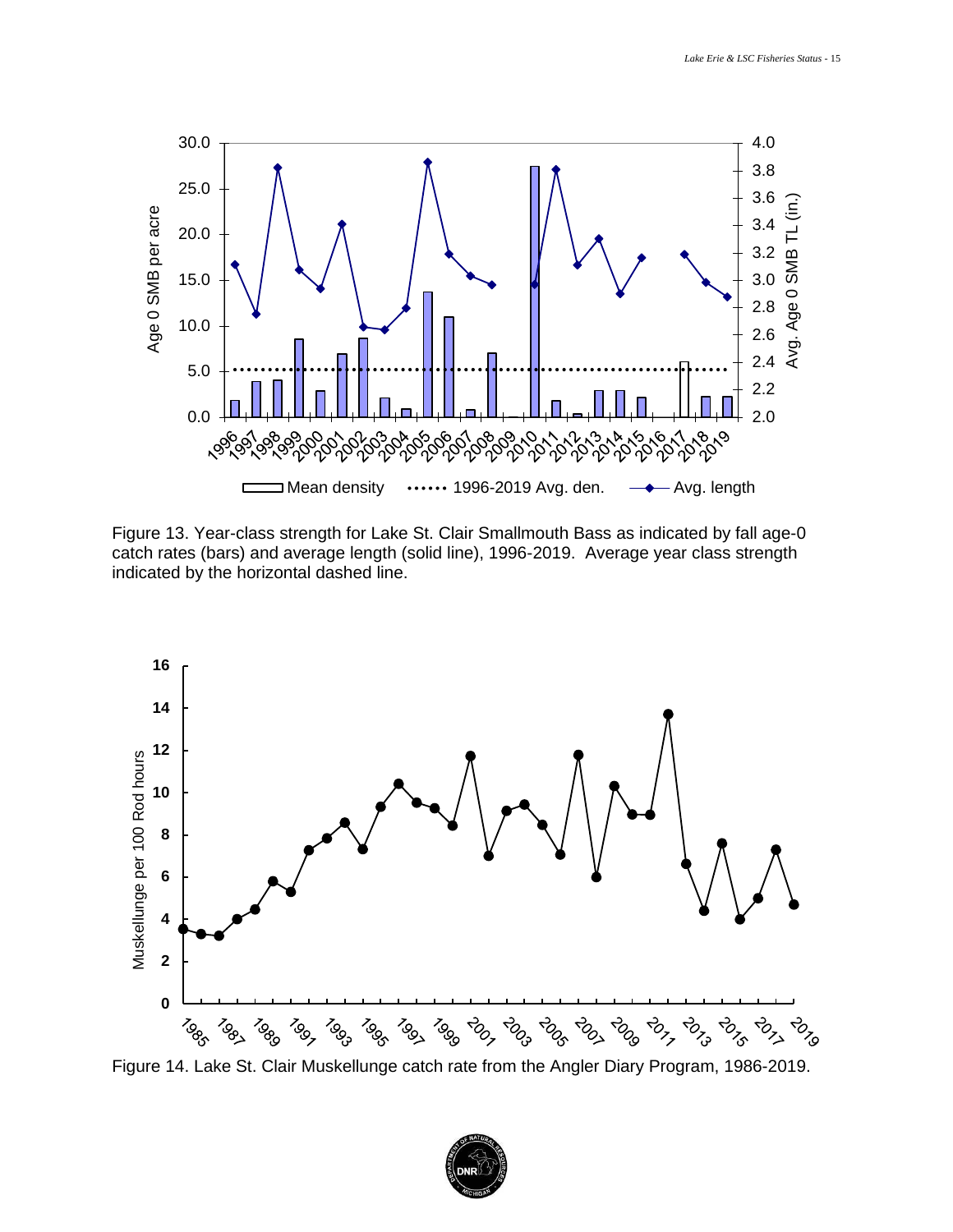Figure 13. Year-class strength for Lake St. Clair Smallmouth Bass as indicated by fall age-0 catch rates (bars) and average length (solid line), 1996-2019. Average year class strength indicated by the horizontal dashed line.

Figure 14. Lake St. Clair Muskellunge catch rate from the Angler Diary Program, 1986-2019.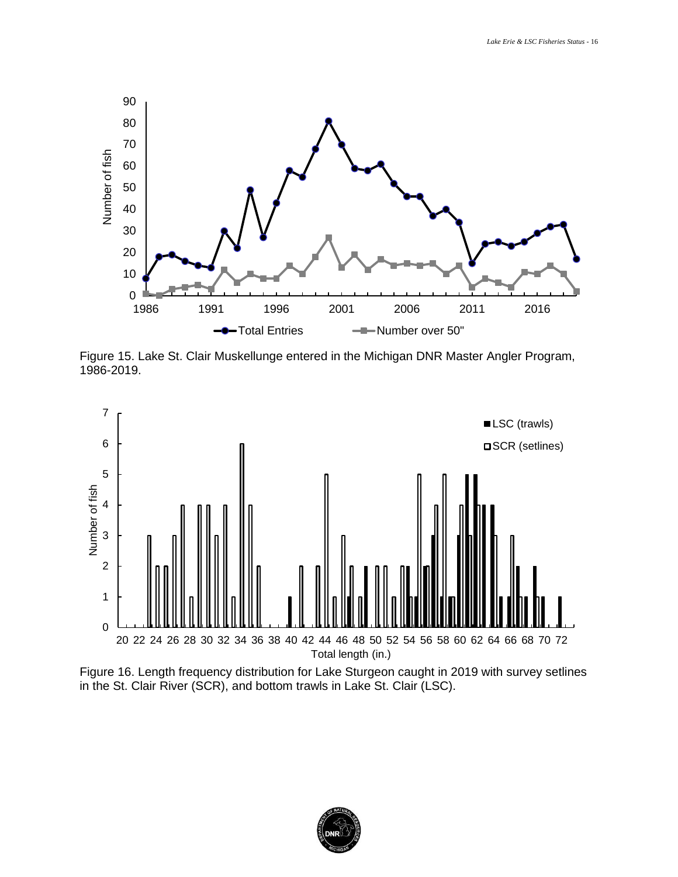Figure 15. Lake St. Clair Muskellunge entered in the Michigan DNR Master Angler Program, 1986-2019.

Figure 16. Length frequency distribution for Lake Sturgeon caught in 2019 with survey setlines in the St. Clair River (SCR), and bottom trawls in Lake St. Clair (LSC).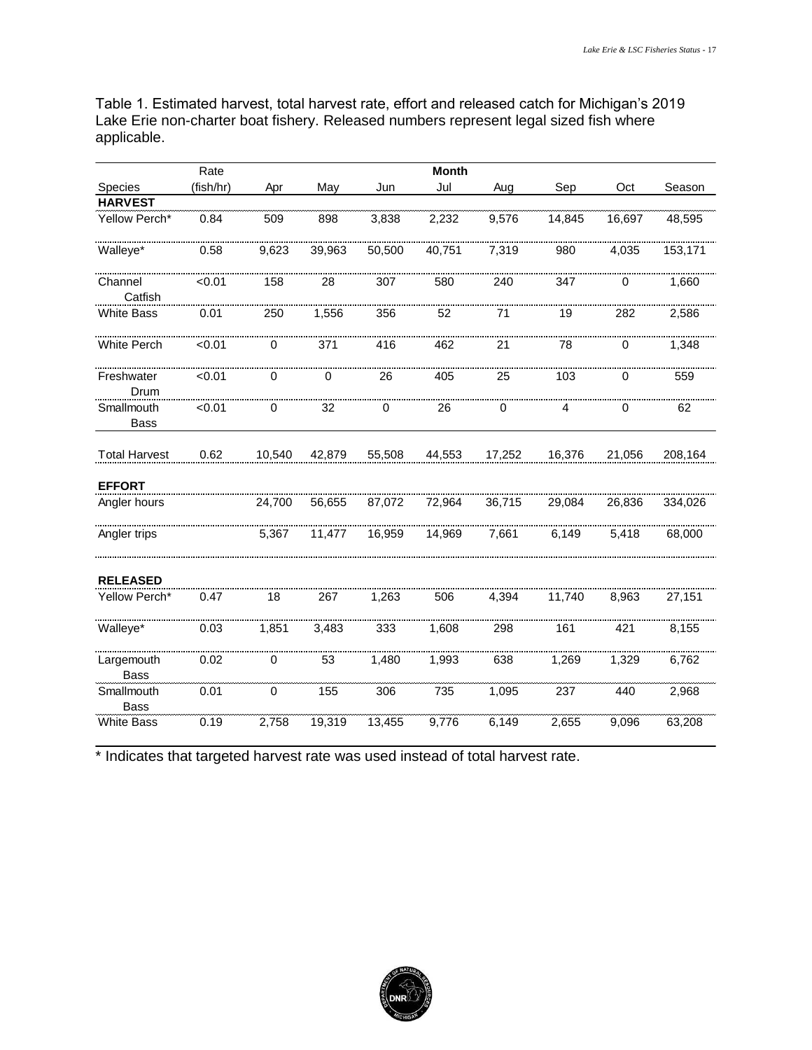Table 1. Estimated harvest, total harvest rate, effort and released catch for Michigan's 2019 Lake Erie non-charter boat fishery. Released numbers represent legal sized fish where applicable.

| Species | Rate (fish/hr) | Apr | May | Jun | Jul | Aug | Sep | Oct | Season |
|---|---|---|---|---|---|---|---|---|---|
| **HARVEST** | | | | | | | | | |
| Yellow Perch* | 0.84 | 509 | 898 | 3,838 | 2,232 | 9,576 | 14,845 | 16,697 | 48,595 |
| Walleye* | 0.58 | 9,623 | 39,963 | 50,500 | 40,751 | 7,319 | 980 | 4,035 | 153,171 |
| Channel Catfish | <0.01 | 158 | 28 | 307 | 580 | 240 | 347 | 0 | 1,660 |
| White Bass | 0.01 | 250 | 1,556 | 356 | 52 | 71 | 19 | 282 | 2,586 |
| White Perch | <0.01 | 0 | 371 | 416 | 462 | 21 | 78 | 0 | 1,348 |
| Freshwater Drum | <0.01 | 0 | 0 | 26 | 405 | 25 | 103 | 0 | 559 |
| Smallmouth Bass | <0.01 | 0 | 32 | 0 | 26 | 0 | 4 | 0 | 62 |
| Total Harvest | 0.62 | 10,540 | 42,879 | 55,508 | 44,553 | 17,252 | 16,376 | 21,056 | 208,164 |
| **EFFORT** | | | | | | | | | |
| Angler hours | | 24,700 | 56,655 | 87,072 | 72,964 | 36,715 | 29,084 | 26,836 | 334,026 |
| Angler trips | | 5,367 | 11,477 | 16,959 | 14,969 | 7,661 | 6,149 | 5,418 | 68,000 |
| **RELEASED** | | | | | | | | | |
| Yellow Perch* | 0.47 | 18 | 267 | 1,263 | 506 | 4,394 | 11,740 | 8,963 | 27,151 |
| Walleye* | 0.03 | 1,851 | 3,483 | 333 | 1,608 | 298 | 161 | 421 | 8,155 |
| Largemouth Bass | 0.02 | 0 | 53 | 1,480 | 1,993 | 638 | 1,269 | 1,329 | 6,762 |
| Smallmouth Bass | 0.01 | 0 | 155 | 306 | 735 | 1,095 | 237 | 440 | 2,968 |
| White Bass | 0.19 | 2,758 | 19,319 | 13,455 | 9,776 | 6,149 | 2,655 | 9,096 | 63,208 |

* Indicates that targeted harvest rate was used instead of total harvest rate.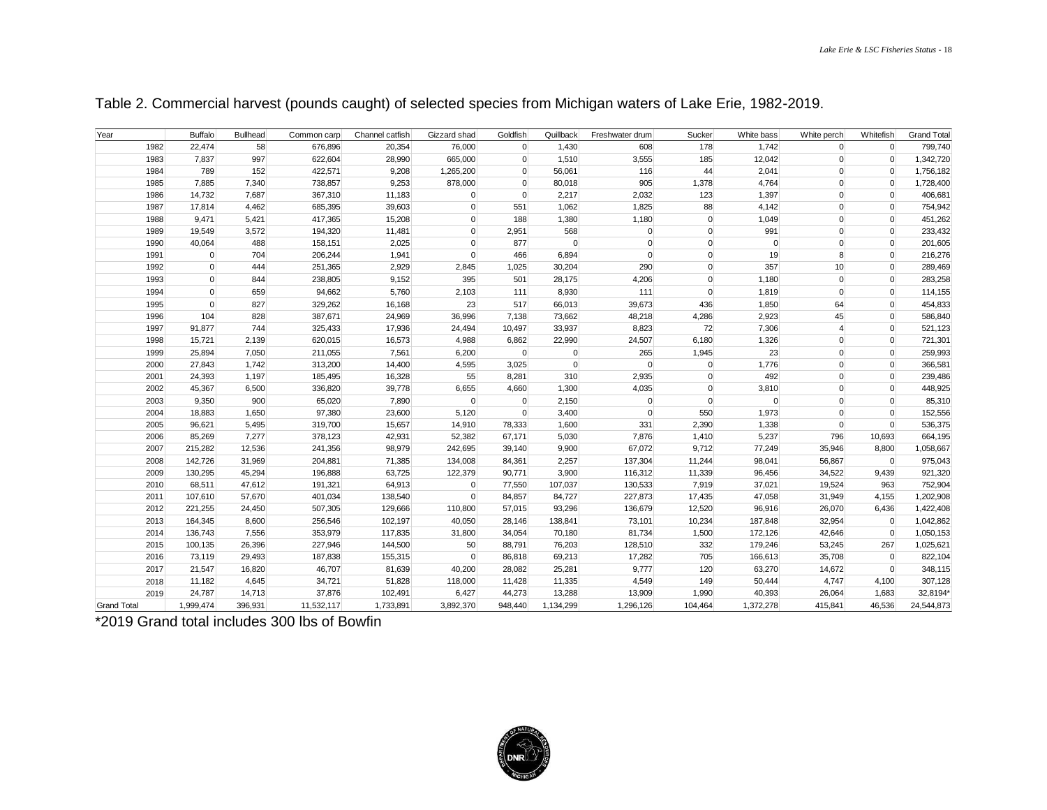Table 2. Commercial harvest (pounds caught) of selected species from Michigan waters of Lake Erie, 1982-2019.

| Year | Buffalo | Bullhead | Common carp | Channel catfish | Gizzard shad | Goldfish | Quillback | Freshwater drum | Sucker | White bass | White perch | Whitefish | Grand Total |
|---|---|---|---|---|---|---|---|---|---|---|---|---|---|
| 1982 | 22,474 | 58 | 676,896 | 20,354 | 76,000 | 0 | 1,430 | 608 | 178 | 1,742 | 0 | 0 | 799,740 |
| 1983 | 7,837 | 997 | 622,604 | 28,990 | 665,000 | 0 | 1,510 | 3,555 | 185 | 12,042 | 0 | 0 | 1,342,720 |
| 1984 | 789 | 152 | 422,571 | 9,208 | 1,265,200 | 0 | 56,061 | 116 | 44 | 2,041 | 0 | 0 | 1,756,182 |
| 1985 | 7,885 | 7,340 | 738,857 | 9,253 | 878,000 | 0 | 80,018 | 905 | 1,378 | 4,764 | 0 | 0 | 1,728,400 |
| 1986 | 14,732 | 7,687 | 367,310 | 11,183 | 0 | 0 | 2,217 | 2,032 | 123 | 1,397 | 0 | 0 | 406,681 |
| 1987 | 17,814 | 4,462 | 685,395 | 39,603 | 0 | 551 | 1,062 | 1,825 | 88 | 4,142 | 0 | 0 | 754,942 |
| 1988 | 9,471 | 5,421 | 417,365 | 15,208 | 0 | 188 | 1,380 | 1,180 | 0 | 1,049 | 0 | 0 | 451,262 |
| 1989 | 19,549 | 3,572 | 194,320 | 11,481 | 0 | 2,951 | 568 | 0 | 0 | 991 | 0 | 0 | 233,432 |
| 1990 | 40,064 | 488 | 158,151 | 2,025 | 0 | 877 | 0 | 0 | 0 | 0 | 0 | 0 | 201,605 |
| 1991 | 0 | 704 | 206,244 | 1,941 | 0 | 466 | 6,894 | 0 | 0 | 19 | 8 | 0 | 216,276 |
| 1992 | 0 | 444 | 251,365 | 2,929 | 2,845 | 1,025 | 30,204 | 290 | 0 | 357 | 10 | 0 | 289,469 |
| 1993 | 0 | 844 | 238,805 | 9,152 | 395 | 501 | 28,175 | 4,206 | 0 | 1,180 | 0 | 0 | 283,258 |
| 1994 | 0 | 659 | 94,662 | 5,760 | 2,103 | 111 | 8,930 | 111 | 0 | 1,819 | 0 | 0 | 114,155 |
| 1995 | 0 | 827 | 329,262 | 16,168 | 23 | 517 | 66,013 | 39,673 | 436 | 1,850 | 64 | 0 | 454,833 |
| 1996 | 104 | 828 | 387,671 | 24,969 | 36,996 | 7,138 | 73,662 | 48,218 | 4,286 | 2,923 | 45 | 0 | 586,840 |
| 1997 | 91,877 | 744 | 325,433 | 17,936 | 24,494 | 10,497 | 33,937 | 8,823 | 72 | 7,306 | 4 | 0 | 521,123 |
| 1998 | 15,721 | 2,139 | 620,015 | 16,573 | 4,988 | 6,862 | 22,990 | 24,507 | 6,180 | 1,326 | 0 | 0 | 721,301 |
| 1999 | 25,894 | 7,050 | 211,055 | 7,561 | 6,200 | 0 | 0 | 265 | 1,945 | 23 | 0 | 0 | 259,993 |
| 2000 | 27,843 | 1,742 | 313,200 | 14,400 | 4,595 | 3,025 | 0 | 0 | 0 | 1,776 | 0 | 0 | 366,581 |
| 2001 | 24,393 | 1,197 | 185,495 | 16,328 | 55 | 8,281 | 310 | 2,935 | 0 | 492 | 0 | 0 | 239,486 |
| 2002 | 45,367 | 6,500 | 336,820 | 39,778 | 6,655 | 4,660 | 1,300 | 4,035 | 0 | 3,810 | 0 | 0 | 448,925 |
| 2003 | 9,350 | 900 | 65,020 | 7,890 | 0 | 0 | 2,150 | 0 | 0 | 0 | 0 | 0 | 85,310 |
| 2004 | 18,883 | 1,650 | 97,380 | 23,600 | 5,120 | 0 | 3,400 | 0 | 550 | 1,973 | 0 | 0 | 152,556 |
| 2005 | 96,621 | 5,495 | 319,700 | 15,657 | 14,910 | 78,333 | 1,600 | 331 | 2,390 | 1,338 | 0 | 0 | 536,375 |
| 2006 | 85,269 | 7,277 | 378,123 | 42,931 | 52,382 | 67,171 | 5,030 | 7,876 | 1,410 | 5,237 | 796 | 10,693 | 664,195 |
| 2007 | 215,282 | 12,536 | 241,356 | 98,979 | 242,695 | 39,140 | 9,900 | 67,072 | 9,712 | 77,249 | 35,946 | 8,800 | 1,058,667 |
| 2008 | 142,726 | 31,969 | 204,881 | 71,385 | 134,008 | 84,361 | 2,257 | 137,304 | 11,244 | 98,041 | 56,867 | 0 | 975,043 |
| 2009 | 130,295 | 45,294 | 196,888 | 63,725 | 122,379 | 90,771 | 3,900 | 116,312 | 11,339 | 96,456 | 34,522 | 9,439 | 921,320 |
| 2010 | 68,511 | 47,612 | 191,321 | 64,913 | 0 | 77,550 | 107,037 | 130,533 | 7,919 | 37,021 | 19,524 | 963 | 752,904 |
| 2011 | 107,610 | 57,670 | 401,034 | 138,540 | 0 | 84,857 | 84,727 | 227,873 | 17,435 | 47,058 | 31,949 | 4,155 | 1,202,908 |
| 2012 | 221,255 | 24,450 | 507,305 | 129,666 | 110,800 | 57,015 | 93,296 | 136,679 | 12,520 | 96,916 | 26,070 | 6,436 | 1,422,408 |
| 2013 | 164,345 | 8,600 | 256,546 | 102,197 | 40,050 | 28,146 | 138,841 | 73,101 | 10,234 | 187,848 | 32,954 | 0 | 1,042,862 |
| 2014 | 136,743 | 7,556 | 353,979 | 117,835 | 31,800 | 34,054 | 70,180 | 81,734 | 1,500 | 172,126 | 42,646 | 0 | 1,050,153 |
| 2015 | 100,135 | 26,396 | 227,946 | 144,500 | 50 | 88,791 | 76,203 | 128,510 | 332 | 179,246 | 53,245 | 267 | 1,025,621 |
| 2016 | 73,119 | 29,493 | 187,838 | 155,315 | 0 | 86,818 | 69,213 | 17,282 | 705 | 166,613 | 35,708 | 0 | 822,104 |
| 2017 | 21,547 | 16,820 | 46,707 | 81,639 | 40,200 | 28,082 | 25,281 | 9,777 | 120 | 63,270 | 14,672 | 0 | 348,115 |
| 2018 | 11,182 | 4,645 | 34,721 | 51,828 | 118,000 | 11,428 | 11,335 | 4,549 | 149 | 50,444 | 4,747 | 4,100 | 307,128 |
| 2019 | 24,787 | 14,713 | 37,876 | 102,491 | 6,427 | 44,273 | 13,288 | 13,909 | 1,990 | 40,393 | 26,064 | 1,683 | 32,8194* |
| Grand Total | 1,999,474 | 396,931 | 11,532,117 | 1,733,891 | 3,892,370 | 948,440 | 1,134,299 | 1,296,126 | 104,464 | 1,372,278 | 415,841 | 46,536 | 24,544,873 |

*2019 Grand total includes 300 lbs of Bowfin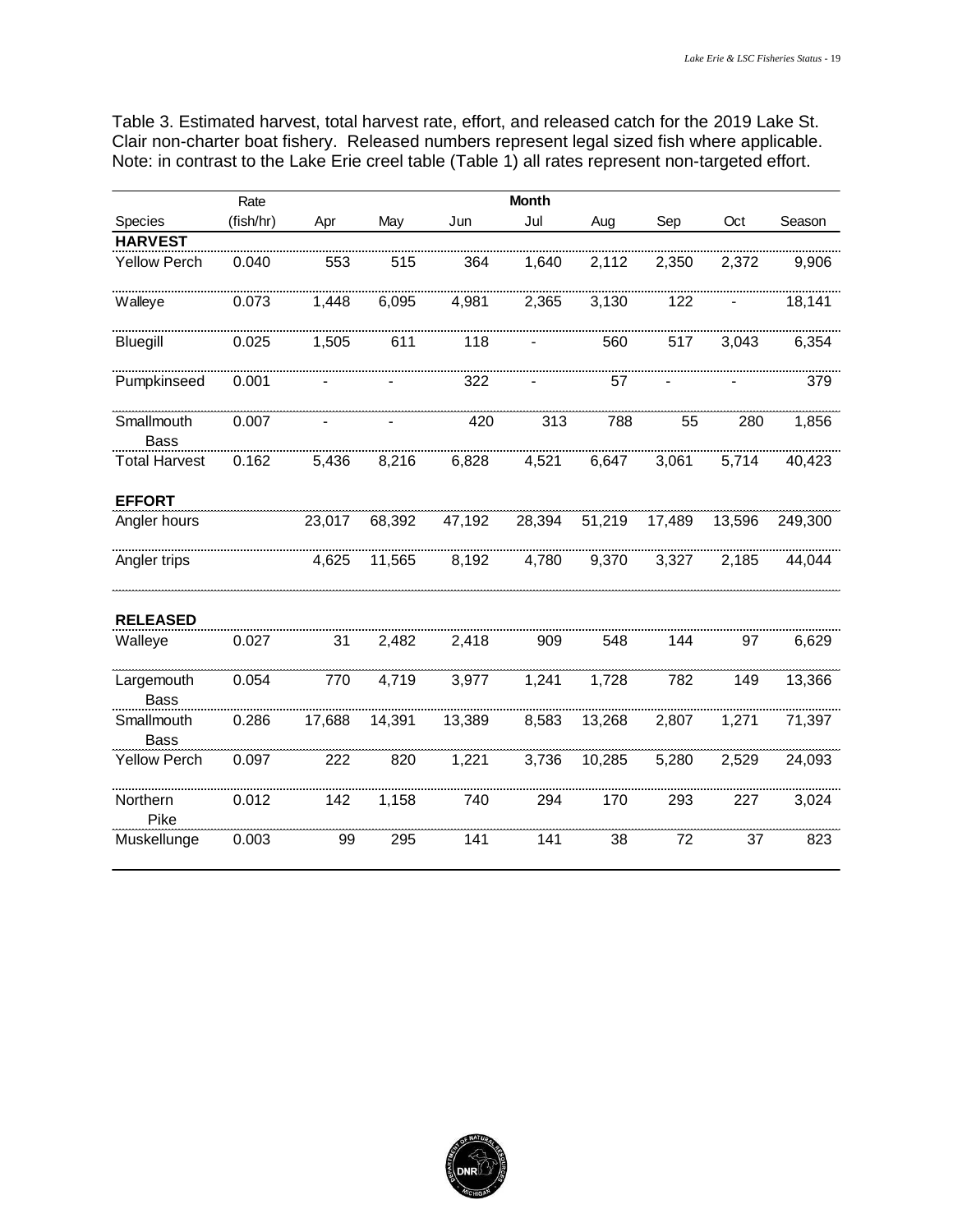Table 3. Estimated harvest, total harvest rate, effort, and released catch for the 2019 Lake St. Clair non-charter boat fishery. Released numbers represent legal sized fish where applicable. Note: in contrast to the Lake Erie creel table (Table 1) all rates represent non-targeted effort.

| | Rate | Month | | | | | | | |
|---|---|---|---|---|---|---|---|---|---|
| Species | (fish/hr) | Apr | May | Jun | Jul | Aug | Sep | Oct | Season |
| **HARVEST** | | | | | | | | | |
| Yellow Perch | 0.040 | 553 | 515 | 364 | 1,640 | 2,112 | 2,350 | 2,372 | 9,906 |
| Walleye | 0.073 | 1,448 | 6,095 | 4,981 | 2,365 | 3,130 | 122 | - | 18,141 |
| Bluegill | 0.025 | 1,505 | 611 | 118 | - | 560 | 517 | 3,043 | 6,354 |
| Pumpkinseed | 0.001 | - | - | 322 | - | 57 | - | - | 379 |
| Smallmouth Bass | 0.007 | - | - | 420 | 313 | 788 | 55 | 280 | 1,856 |
| Total Harvest | 0.162 | 5,436 | 8,216 | 6,828 | 4,521 | 6,647 | 3,061 | 5,714 | 40,423 |
| **EFFORT** | | | | | | | | | |
| Angler hours | | 23,017 | 68,392 | 47,192 | 28,394 | 51,219 | 17,489 | 13,596 | 249,300 |
| Angler trips | | 4,625 | 11,565 | 8,192 | 4,780 | 9,370 | 3,327 | 2,185 | 44,044 |
| **RELEASED** | | | | | | | | | |
| Walleye | 0.027 | 31 | 2,482 | 2,418 | 909 | 548 | 144 | 97 | 6,629 |
| Largemouth Bass | 0.054 | 770 | 4,719 | 3,977 | 1,241 | 1,728 | 782 | 149 | 13,366 |
| Smallmouth Bass | 0.286 | 17,688 | 14,391 | 13,389 | 8,583 | 13,268 | 2,807 | 1,271 | 71,397 |
| Yellow Perch | 0.097 | 222 | 820 | 1,221 | 3,736 | 10,285 | 5,280 | 2,529 | 24,093 |
| Northern Pike | 0.012 | 142 | 1,158 | 740 | 294 | 170 | 293 | 227 | 3,024 |
| Muskellunge | 0.003 | 99 | 295 | 141 | 141 | 38 | 72 | 37 | 823 |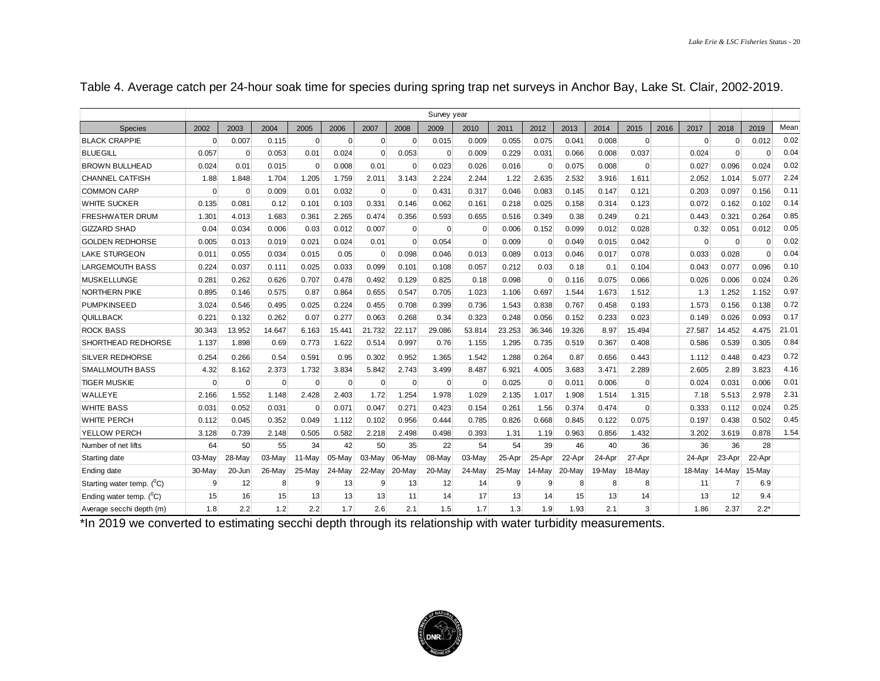Table 4. Average catch per 24-hour soak time for species during spring trap net surveys in Anchor Bay, Lake St. Clair, 2002-2019.

| | Survey year | | | | | | | | | | | | | | | | | | |
|---|---|---|---|---|---|---|---|---|---|---|---|---|---|---|---|---|---|---|---|
| Species | 2002 | 2003 | 2004 | 2005 | 2006 | 2007 | 2008 | 2009 | 2010 | 2011 | 2012 | 2013 | 2014 | 2015 | 2016 | 2017 | 2018 | 2019 | Mean |
| BLACK CRAPPIE | 0 | 0.007 | 0.115 | 0 | 0 | 0 | 0 | 0.015 | 0.009 | 0.055 | 0.075 | 0.041 | 0.008 | 0 | | 0 | 0 | 0.012 | 0.02 |
| BLUEGILL | 0.057 | 0 | 0.053 | 0.01 | 0.024 | 0 | 0.053 | 0 | 0.009 | 0.229 | 0.031 | 0.066 | 0.008 | 0.037 | | 0.024 | 0 | 0 | 0.04 |
| BROWN BULLHEAD | 0.024 | 0.01 | 0.015 | 0 | 0.008 | 0.01 | 0 | 0.023 | 0.026 | 0.016 | 0 | 0.075 | 0.008 | 0 | | 0.027 | 0.096 | 0.024 | 0.02 |
| CHANNEL CATFISH | 1.88 | 1.848 | 1.704 | 1.205 | 1.759 | 2.011 | 3.143 | 2.224 | 2.244 | 1.22 | 2.635 | 2.532 | 3.916 | 1.611 | | 2.052 | 1.014 | 5.077 | 2.24 |
| COMMON CARP | 0 | 0 | 0.009 | 0.01 | 0.032 | 0 | 0 | 0.431 | 0.317 | 0.046 | 0.083 | 0.145 | 0.147 | 0.121 | | 0.203 | 0.097 | 0.156 | 0.11 |
| WHITE SUCKER | 0.135 | 0.081 | 0.12 | 0.101 | 0.103 | 0.331 | 0.146 | 0.062 | 0.161 | 0.218 | 0.025 | 0.158 | 0.314 | 0.123 | | 0.072 | 0.162 | 0.102 | 0.14 |
| FRESHWATER DRUM | 1.301 | 4.013 | 1.683 | 0.361 | 2.265 | 0.474 | 0.356 | 0.593 | 0.655 | 0.516 | 0.349 | 0.38 | 0.249 | 0.21 | | 0.443 | 0.321 | 0.264 | 0.85 |
| GIZZARD SHAD | 0.04 | 0.034 | 0.006 | 0.03 | 0.012 | 0.007 | 0 | 0 | 0 | 0.006 | 0.152 | 0.099 | 0.012 | 0.028 | | 0.32 | 0.051 | 0.012 | 0.05 |
| GOLDEN REDHORSE | 0.005 | 0.013 | 0.019 | 0.021 | 0.024 | 0.01 | 0 | 0.054 | 0 | 0.009 | 0 | 0.049 | 0.015 | 0.042 | | 0 | 0 | 0 | 0.02 |
| LAKE STURGEON | 0.011 | 0.055 | 0.034 | 0.015 | 0.05 | 0 | 0.098 | 0.046 | 0.013 | 0.089 | 0.013 | 0.046 | 0.017 | 0.078 | | 0.033 | 0.028 | 0 | 0.04 |
| LARGEMOUTH BASS | 0.224 | 0.037 | 0.111 | 0.025 | 0.033 | 0.099 | 0.101 | 0.108 | 0.057 | 0.212 | 0.03 | 0.18 | 0.1 | 0.104 | | 0.043 | 0.077 | 0.096 | 0.10 |
| MUSKELLUNGE | 0.281 | 0.262 | 0.626 | 0.707 | 0.478 | 0.492 | 0.129 | 0.825 | 0.18 | 0.098 | 0 | 0.116 | 0.075 | 0.066 | | 0.026 | 0.006 | 0.024 | 0.26 |
| NORTHERN PIKE | 0.895 | 0.146 | 0.575 | 0.87 | 0.864 | 0.655 | 0.547 | 0.705 | 1.023 | 1.106 | 0.697 | 1.544 | 1.673 | 1.512 | | 1.3 | 1.252 | 1.152 | 0.97 |
| PUMPKINSEED | 3.024 | 0.546 | 0.495 | 0.025 | 0.224 | 0.455 | 0.708 | 0.399 | 0.736 | 1.543 | 0.838 | 0.767 | 0.458 | 0.193 | | 1.573 | 0.156 | 0.138 | 0.72 |
| QUILLBACK | 0.221 | 0.132 | 0.262 | 0.07 | 0.277 | 0.063 | 0.268 | 0.34 | 0.323 | 0.248 | 0.056 | 0.152 | 0.233 | 0.023 | | 0.149 | 0.026 | 0.093 | 0.17 |
| ROCK BASS | 30.343 | 13.952 | 14.647 | 6.163 | 15.441 | 21.732 | 22.117 | 29.086 | 53.814 | 23.253 | 36.346 | 19.326 | 8.97 | 15.494 | | 27.587 | 14.452 | 4.475 | 21.01 |
| SHORTHEAD REDHORSE | 1.137 | 1.898 | 0.69 | 0.773 | 1.622 | 0.514 | 0.997 | 0.76 | 1.155 | 1.295 | 0.735 | 0.519 | 0.367 | 0.408 | | 0.586 | 0.539 | 0.305 | 0.84 |
| SILVER REDHORSE | 0.254 | 0.266 | 0.54 | 0.591 | 0.95 | 0.302 | 0.952 | 1.365 | 1.542 | 1.288 | 0.264 | 0.87 | 0.656 | 0.443 | | 1.112 | 0.448 | 0.423 | 0.72 |
| SMALLMOUTH BASS | 4.32 | 8.162 | 2.373 | 1.732 | 3.834 | 5.842 | 2.743 | 3.499 | 8.487 | 6.921 | 4.005 | 3.683 | 3.471 | 2.289 | | 2.605 | 2.89 | 3.823 | 4.16 |
| TIGER MUSKIE | 0 | 0 | 0 | 0 | 0 | 0 | 0 | 0 | 0 | 0.025 | 0 | 0.011 | 0.006 | 0 | | 0.024 | 0.031 | 0.006 | 0.01 |
| WALLEYE | 2.166 | 1.552 | 1.148 | 2.428 | 2.403 | 1.72 | 1.254 | 1.978 | 1.029 | 2.135 | 1.017 | 1.908 | 1.514 | 1.315 | | 7.18 | 5.513 | 2.978 | 2.31 |
| WHITE BASS | 0.031 | 0.052 | 0.031 | 0 | 0.071 | 0.047 | 0.271 | 0.423 | 0.154 | 0.261 | 1.56 | 0.374 | 0.474 | 0 | | 0.333 | 0.112 | 0.024 | 0.25 |
| WHITE PERCH | 0.112 | 0.045 | 0.352 | 0.049 | 1.112 | 0.102 | 0.956 | 0.444 | 0.785 | 0.826 | 0.668 | 0.845 | 0.122 | 0.075 | | 0.197 | 0.438 | 0.502 | 0.45 |
| YELLOW PERCH | 3.128 | 0.739 | 2.148 | 0.505 | 0.582 | 2.218 | 2.498 | 0.498 | 0.393 | 1.31 | 1.19 | 0.963 | 0.856 | 1.432 | | 3.202 | 3.619 | 0.878 | 1.54 |
| Number of net lifts | 64 | 50 | 55 | 34 | 42 | 50 | 35 | 22 | 54 | 54 | 39 | 46 | 40 | 36 | | 36 | 36 | 28 | |
| Starting date | 03-May | 28-May | 03-May | 11-May | 05-May | 03-May | 06-May | 08-May | 03-May | 25-Apr | 25-Apr | 22-Apr | 24-Apr | 27-Apr | | 24-Apr | 23-Apr | 22-Apr | |
| Ending date | 30-May | 20-Jun | 26-May | 25-May | 24-May | 22-May | 20-May | 20-May | 24-May | 25-May | 14-May | 20-May | 19-May | 18-May | | 18-May | 14-May | 15-May | |
| Starting water temp. ($^0$C) | 9 | 12 | 8 | 9 | 13 | 9 | 13 | 12 | 14 | 9 | 9 | 8 | 8 | 8 | | 11 | 7 | 6.9 | |
| Ending water temp. ($^0$C) | 15 | 16 | 15 | 13 | 13 | 13 | 11 | 14 | 17 | 13 | 14 | 15 | 13 | 14 | | 13 | 12 | 9.4 | |
| Average secchi depth (m) | 1.8 | 2.2 | 1.2 | 2.2 | 1.7 | 2.6 | 2.1 | 1.5 | 1.7 | 1.3 | 1.9 | 1.93 | 2.1 | 3 | | 1.86 | 2.37 | 2.2* | |

*In 2019 we converted to estimating secchi depth through its relationship with water turbidity measurements.